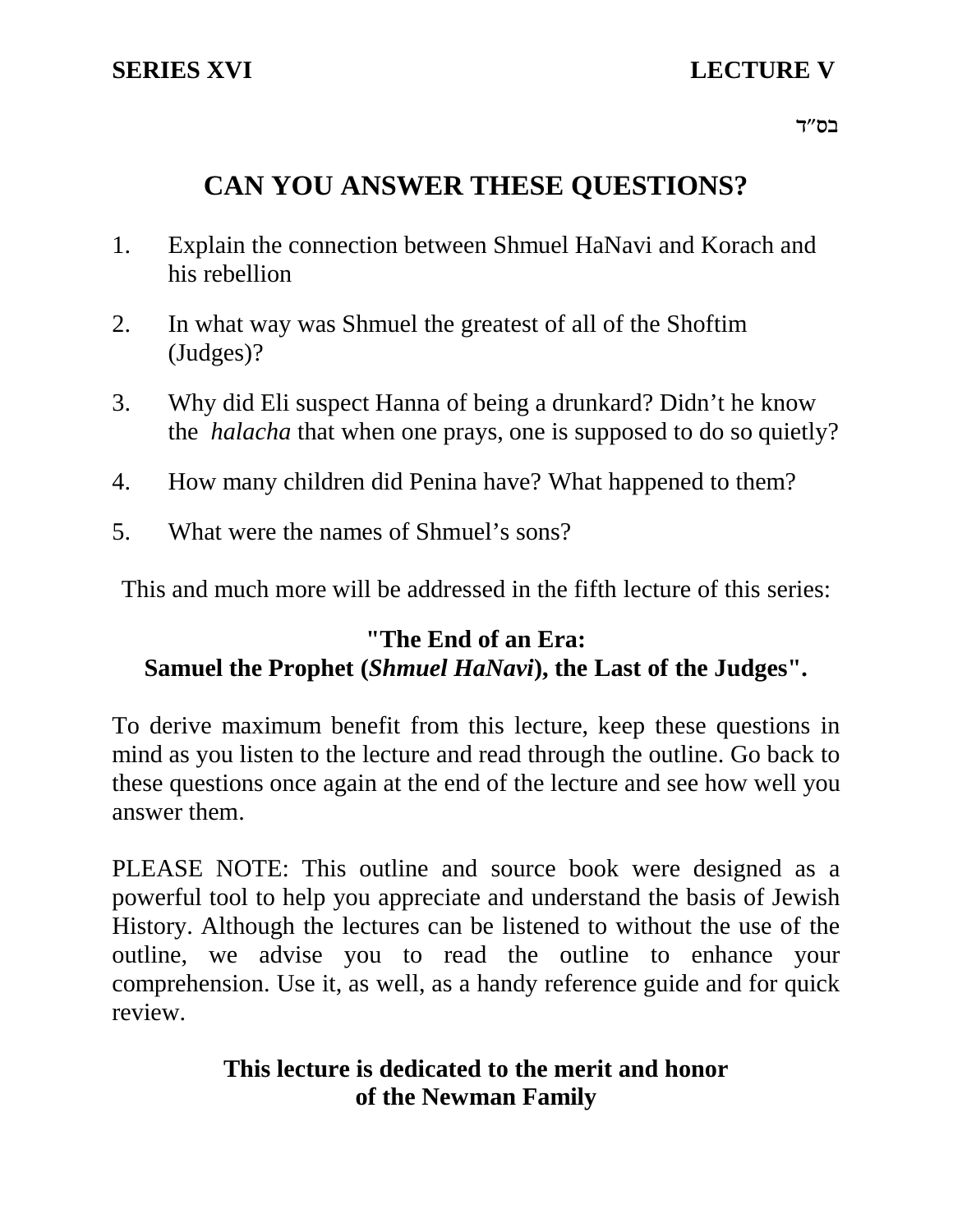**SERIES XVI** **LECTURE V**

בס״ד

# CAN YOU ANSWER THESE QUESTIONS?

1. Explain the connection between Shmuel HaNavi and Korach and his rebellion
2. In what way was Shmuel the greatest of all of the Shoftim (Judges)?
3. Why did Eli suspect Hanna of being a drunkard? Didn't he know the *halacha* that when one prays, one is supposed to do so quietly?
4. How many children did Penina have? What happened to them?
5. What were the names of Shmuel's sons?

This and much more will be addressed in the fifth lecture of this series:

**"The End of an Era:**
**Samuel the Prophet (*Shmuel HaNavi*), the Last of the Judges".**

To derive maximum benefit from this lecture, keep these questions in mind as you listen to the lecture and read through the outline. Go back to these questions once again at the end of the lecture and see how well you answer them.

PLEASE NOTE: This outline and source book were designed as a powerful tool to help you appreciate and understand the basis of Jewish History. Although the lectures can be listened to without the use of the outline, we advise you to read the outline to enhance your comprehension. Use it, as well, as a handy reference guide and for quick review.

**This lecture is dedicated to the merit and honor**
**of the Newman Family**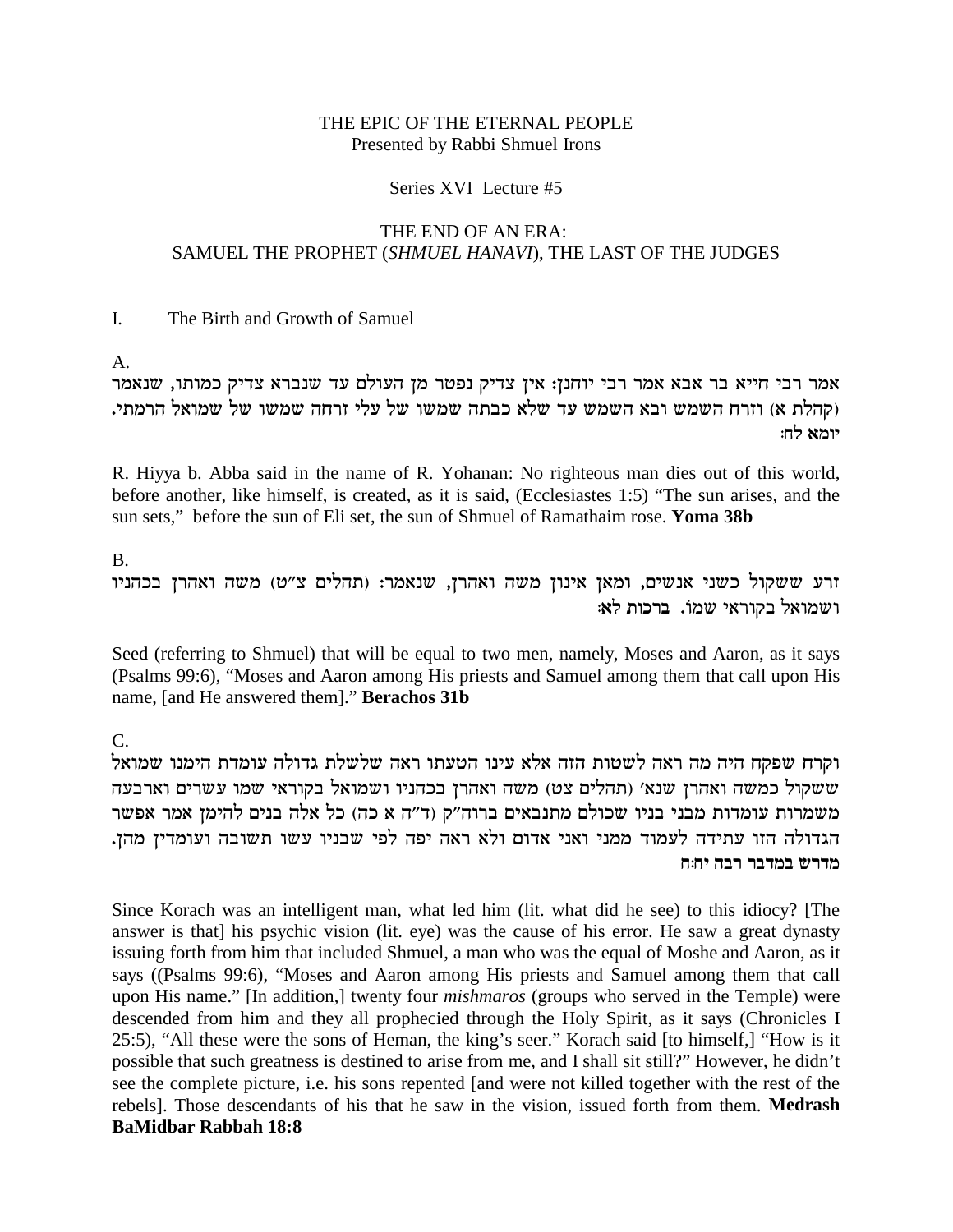THE EPIC OF THE ETERNAL PEOPLE
Presented by Rabbi Shmuel Irons

Series XVI Lecture #5

THE END OF AN ERA:
SAMUEL THE PROPHET (*SHMUEL HANAVI*), THE LAST OF THE JUDGES

I. The Birth and Growth of Samuel

A.

אמר רבי חייא בר אבא אמר רבי יוחנן: אין צדיק נפטר מן העולם עד שנברא צדיק כמותו, שנאמר (קהלת א) וזרח השמש ובא השמש עד שלא כבתה שמשו של עלי זרחה שמשו של שמואל הרמתי. **יומא לח:**

R. Hiyya b. Abba said in the name of R. Yohanan: No righteous man dies out of this world, before another, like himself, is created, as it is said, (Ecclesiastes 1:5) "The sun arises, and the sun sets," before the sun of Eli set, the sun of Shmuel of Ramathaim rose. **Yoma 38b**

B.

זרע ששקול כשני אנשים, ומאן אינון משה ואהרן, שנאמר: (תהלים צ"ט) משה ואהרן בכהניו ושמואל בקוראי שמו. **ברכות לא:**

Seed (referring to Shmuel) that will be equal to two men, namely, Moses and Aaron, as it says (Psalms 99:6), "Moses and Aaron among His priests and Samuel among them that call upon His name, [and He answered them]." **Berachos 31b**

C.

וקרח שפקח היה מה ראה לשטות הזה אלא עינו הטעתו ראה שלשלת גדולה עומדת הימנו שמואל ששקול כמשה ואהרן שנא' (תהלים צט) משה ואהרן בכהניו ושמואל בקוראי שמו עשרים וארבעה משמרות עומדות מבני בניו שכולם מתנבאים ברוה"ק (ד"ה א כה) כל אלה בנים להימן אמר אפשר הגדולה הזו עתידה לעמוד ממני ואני אדום ולא ראה יפה לפי שבניו עשו תשובה ועומדין מהן. **מדרש במדבר רבה יח:ח**

Since Korach was an intelligent man, what led him (lit. what did he see) to this idiocy? [The answer is that] his psychic vision (lit. eye) was the cause of his error. He saw a great dynasty issuing forth from him that included Shmuel, a man who was the equal of Moshe and Aaron, as it says ((Psalms 99:6), "Moses and Aaron among His priests and Samuel among them that call upon His name." [In addition,] twenty four *mishmaros* (groups who served in the Temple) were descended from him and they all prophecied through the Holy Spirit, as it says (Chronicles I 25:5), "All these were the sons of Heman, the king's seer." Korach said [to himself,] "How is it possible that such greatness is destined to arise from me, and I shall sit still?" However, he didn't see the complete picture, i.e. his sons repented [and were not killed together with the rest of the rebels]. Those descendants of his that he saw in the vision, issued forth from them. **Medrash BaMidbar Rabbah 18:8**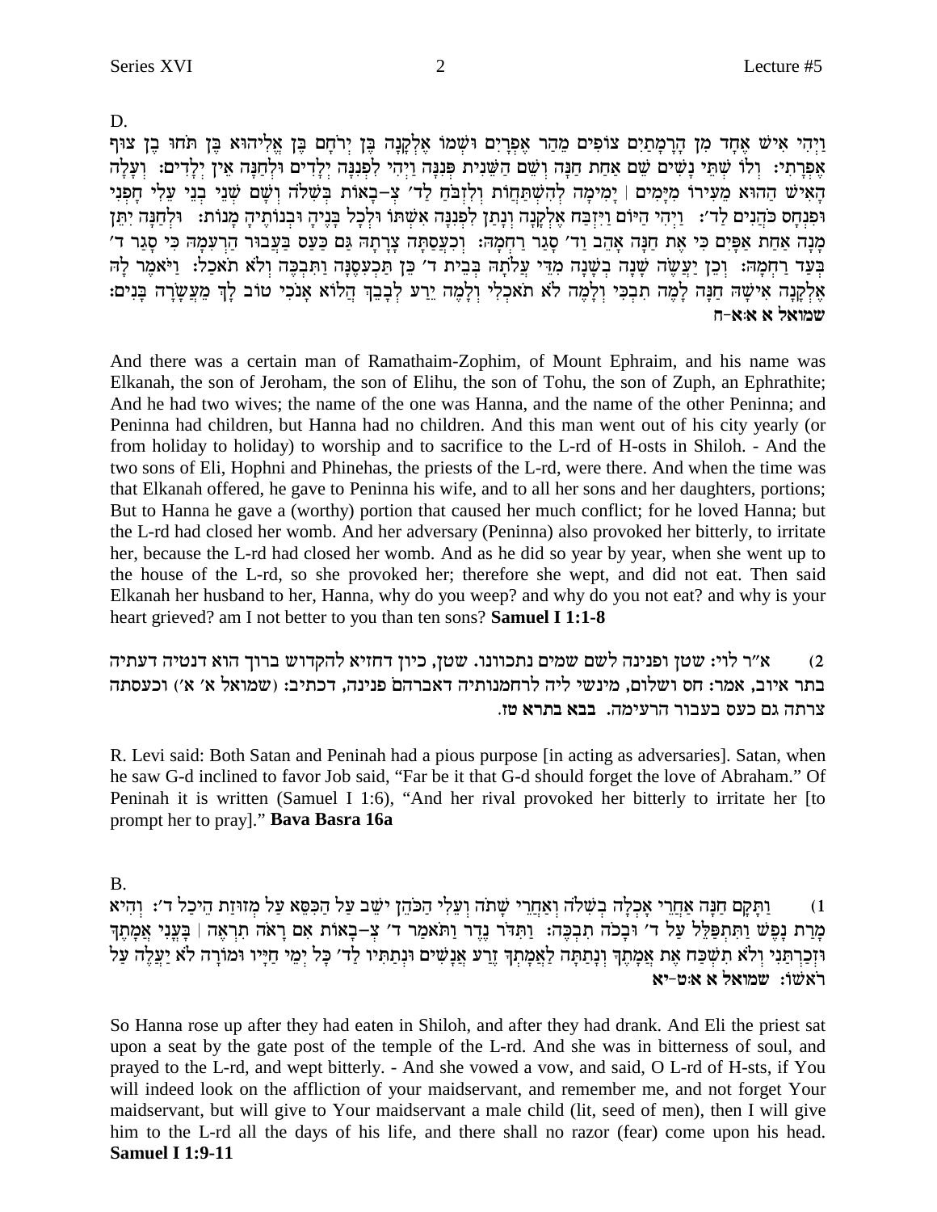D.

וַיְהִי אִישׁ אֶחָד מִן הָרָמָתַיִם צוֹפִים מֵהַר אֶפְרָיִם וּשְׁמוֹ אֶלְקָנָה בֶּן יְרֹחָם בֶּן אֱלִיהוּא בֶּן תֹּחוּ בֶן צוּף אֶפְרָתִי׃ וְלוֹ שְׁתֵּי נָשִׁים שֵׁם אַחַת חַנָּה וְשֵׁם הַשֵּׁנִית פְּנִנָּה וַיְהִי לִפְנִנָּה יְלָדִים וּלְחַנָּה אֵין יְלָדִים׃ וְעָלָה הָאִישׁ הַהוּא מֵעִירוֹ מִיָּמִים | יָמִימָה לְהִשְׁתַּחֲוֹת וְלִזְבֹּחַ לַד׳ צְ-בָאוֹת בְּשִׁלֹה וְשָׁם שְׁנֵי בְנֵי עֵלִי חָפְנִי וּפִנְחָס כֹּהֲנִים לַד׳׃ וַיְהִי הַיּוֹם וַיִּזְבַּח אֶלְקָנָה וְנָתַן לִפְנִנָּה אִשְׁתּוֹ וּלְכָל בָּנֶיהָ וּבְנוֹתֶיהָ מָנוֹת׃ וּלְחַנָּה יִתֵּן מָנָה אַחַת אַפָּיִם כִּי אֶת חַנָּה אָהֵב וַד׳ סָגַר רַחְמָהּ׃ וְכִעֲסַתָּה צָרָתָהּ גַּם כַּעַס בַּעֲבוּר הַרְּעִמָהּ כִּי סָגַר ד׳ בְּעַד רַחְמָהּ׃ וְכֵן יַעֲשֶׂה שָׁנָה בְשָׁנָה מִדֵּי עֲלֹתָהּ בְּבֵית ד׳ כֵּן תַּכְעִסֶנָּה וַתִּבְכֶּה וְלֹא תֹאכַל׃ וַיֹּאמֶר לָהּ אֶלְקָנָה אִישָׁהּ חַנָּה לָמֶה תִבְכִּי וְלָמֶה לֹא תֹאכְלִי וְלָמֶה יֵרַע לְבָבֵךְ הֲלוֹא אָנֹכִי טוֹב לָךְ מֵעֲשָׂרָה בָּנִים׃ **שמואל א א:א-ח**

And there was a certain man of Ramathaim-Zophim, of Mount Ephraim, and his name was Elkanah, the son of Jeroham, the son of Elihu, the son of Tohu, the son of Zuph, an Ephrathite; And he had two wives; the name of the one was Hanna, and the name of the other Peninna; and Peninna had children, but Hanna had no children. And this man went out of his city yearly (or from holiday to holiday) to worship and to sacrifice to the L-rd of H-osts in Shiloh. - And the two sons of Eli, Hophni and Phinehas, the priests of the L-rd, were there. And when the time was that Elkanah offered, he gave to Peninna his wife, and to all her sons and her daughters, portions; But to Hanna he gave a (worthy) portion that caused her much conflict; for he loved Hanna; but the L-rd had closed her womb. And her adversary (Peninna) also provoked her bitterly, to irritate her, because the L-rd had closed her womb. And as he did so year by year, when she went up to the house of the L-rd, so she provoked her; therefore she wept, and did not eat. Then said Elkanah her husband to her, Hanna, why do you weep? and why do you not eat? and why is your heart grieved? am I not better to you than ten sons? **Samuel I 1:1-8**

2) א"ר לוי: שטן ופנינה לשם שמים נתכוונו. שטן, כיון דחזיא להקדוש ברוך הוא דנטיה דעתיה בתר איוב, אמר: חס ושלום, מינשי ליה לרחמנותיה דאברהם. פנינה, דכתיב: (שמואל א׳ א׳) וכעסתה צרתה גם כעס בעבור הרעימה. **בבא בתרא טז.**

R. Levi said: Both Satan and Peninah had a pious purpose [in acting as adversaries]. Satan, when he saw G-d inclined to favor Job said, "Far be it that G-d should forget the love of Abraham." Of Peninah it is written (Samuel I 1:6), "And her rival provoked her bitterly to irritate her [to prompt her to pray]." **Bava Basra 16a**

B.

1) וַתָּקָם חַנָּה אַחֲרֵי אָכְלָה בְשִׁלֹה וְאַחֲרֵי שָׁתֹה וְעֵלִי הַכֹּהֵן יֹשֵׁב עַל הַכִּסֵּא עַל מְזוּזַת הֵיכַל ד׳׃ וְהִיא מָרַת נָפֶשׁ וַתִּתְפַּלֵּל עַל ד׳ וּבָכֹה תִבְכֶּה׃ וַתִּדֹּר נֶדֶר וַתֹּאמַר ד׳ צְ-בָאוֹת אִם רָאֹה תִרְאֶה | בָּעֳנִי אֲמָתֶךָ וּזְכַרְתַּנִי וְלֹא תִשְׁכַּח אֶת אֲמָתֶךָ וְנָתַתָּה לַאֲמָתְךָ זֶרַע אֲנָשִׁים וּנְתַתִּיו לַד׳ כָּל יְמֵי חַיָּיו וּמוֹרָה לֹא יַעֲלֶה עַל רֹאשׁוֹ׃ **שמואל א א:ט-יא**

So Hanna rose up after they had eaten in Shiloh, and after they had drank. And Eli the priest sat upon a seat by the gate post of the temple of the L-rd. And she was in bitterness of soul, and prayed to the L-rd, and wept bitterly. - And she vowed a vow, and said, O L-rd of H-sts, if You will indeed look on the affliction of your maidservant, and remember me, and not forget Your maidservant, but will give to Your maidservant a male child (lit, seed of men), then I will give him to the L-rd all the days of his life, and there shall no razor (fear) come upon his head. **Samuel I 1:9-11**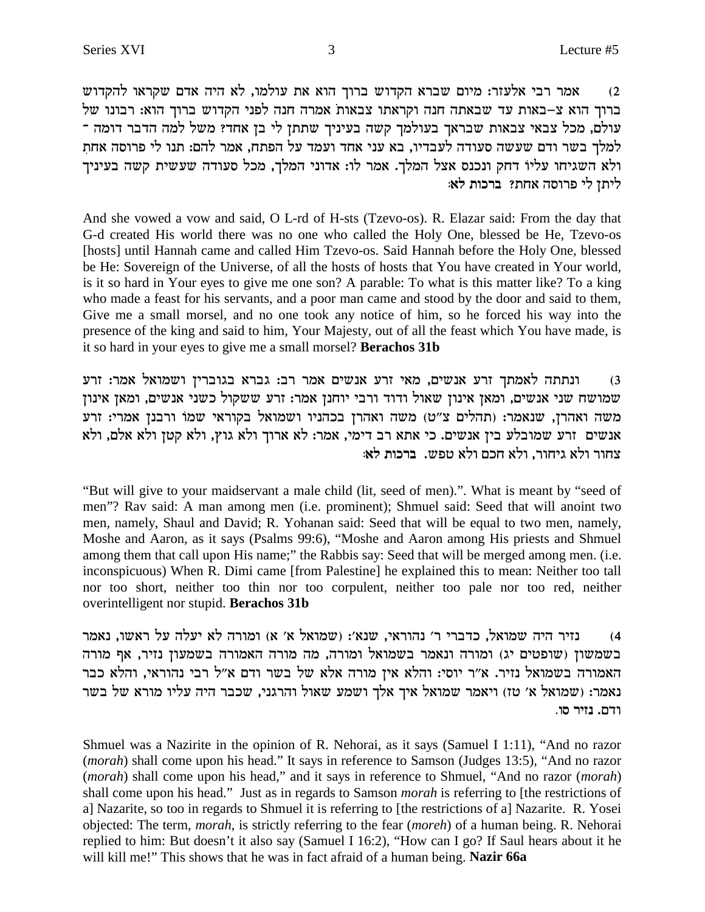2) אמר רבי אלעזר: מיום שברא הקדוש ברוך הוא את עולמו, לא היה אדם שקראו להקדוש ברוך הוא צ–באות עד שבאתה חנה וקראתו צבאות אמרה חנה לפני הקדוש ברוך הוא: רבונו של עולם, מכל צבאי צבאות שבראך בעולמך קשה בעיניך שתתן לי בן אחד? משל למה הדבר דומה ־ למלך בשר ודם שעשה סעודה לעבדיו, בא עני אחד ועמד על הפתח, אמר להם: תנו לי פרוסה אחת ולא השגיחו עליו דחק ונכנס אצל המלך. אמר לו: אדוני המלך, מכל סעודה שעשית קשה בעיניך ליתן לי פרוסה אחת? **ברכות לא:**

And she vowed a vow and said, O L-rd of H-sts (Tzevo-os). R. Elazar said: From the day that G-d created His world there was no one who called the Holy One, blessed be He, Tzevo-os [hosts] until Hannah came and called Him Tzevo-os. Said Hannah before the Holy One, blessed be He: Sovereign of the Universe, of all the hosts of hosts that You have created in Your world, is it so hard in Your eyes to give me one son? A parable: To what is this matter like? To a king who made a feast for his servants, and a poor man came and stood by the door and said to them, Give me a small morsel, and no one took any notice of him, so he forced his way into the presence of the king and said to him, Your Majesty, out of all the feast which You have made, is it so hard in your eyes to give me a small morsel? **Berachos 31b**

3) ונתתה לאמתך זרע אנשים, מאי זרע אנשים אמר רב: גברא בגוברין ושמואל אמר: זרע שמושח שני אנשים, ומאן אינון שאול ודוד ורבי יוחנן אמר: זרע ששקול כשני אנשים, ומאן אינון משה ואהרן, שנאמר: (תהלים צ"ט) משה ואהרן בכהניו ושמואל בקוראי שמו ורבנן אמרי: זרע אנשים זרע שמובלע בין אנשים. כי אתא רב דימי, אמר: לא ארוך ולא גוץ, ולא קטן ולא אלם, ולא צחור ולא גיחור, ולא חכם ולא טפש. **ברכות לא:**

"But will give to your maidservant a male child (lit, seed of men).". What is meant by "seed of men"? Rav said: A man among men (i.e. prominent); Shmuel said: Seed that will anoint two men, namely, Shaul and David; R. Yohanan said: Seed that will be equal to two men, namely, Moshe and Aaron, as it says (Psalms 99:6), "Moshe and Aaron among His priests and Shmuel among them that call upon His name;" the Rabbis say: Seed that will be merged among men. (i.e. inconspicuous) When R. Dimi came [from Palestine] he explained this to mean: Neither too tall nor too short, neither too thin nor too corpulent, neither too pale nor too red, neither overintelligent nor stupid. **Berachos 31b**

4) נזיר היה שמואל, כדברי ר' נהוראי, שנא': (שמואל א' א) ומורה לא יעלה על ראשו, נאמר בשמשון (שופטים יג) ומורה ונאמר בשמואל ומורה, מה מורה האמורה בשמשון נזיר, אף מורה האמורה בשמואל נזיר. א"ר יוסי: והלא אין מורה אלא של בשר ודם א"ל רבי נהוראי, והלא כבר נאמר: (שמואל א' טז) ויאמר שמואל איך אלך ושמע שאול והרגני, שכבר היה עליו מורא של בשר ודם. **נזיר סו.**

Shmuel was a Nazirite in the opinion of R. Nehorai, as it says (Samuel I 1:11), "And no razor (*morah*) shall come upon his head." It says in reference to Samson (Judges 13:5), "And no razor (*morah*) shall come upon his head," and it says in reference to Shmuel, "And no razor (*morah*) shall come upon his head." Just as in regards to Samson *morah* is referring to [the restrictions of a] Nazarite, so too in regards to Shmuel it is referring to [the restrictions of a] Nazarite. R. Yosei objected: The term, *morah*, is strictly referring to the fear (*moreh*) of a human being. R. Nehorai replied to him: But doesn't it also say (Samuel I 16:2), "How can I go? If Saul hears about it he will kill me!" This shows that he was in fact afraid of a human being. **Nazir 66a**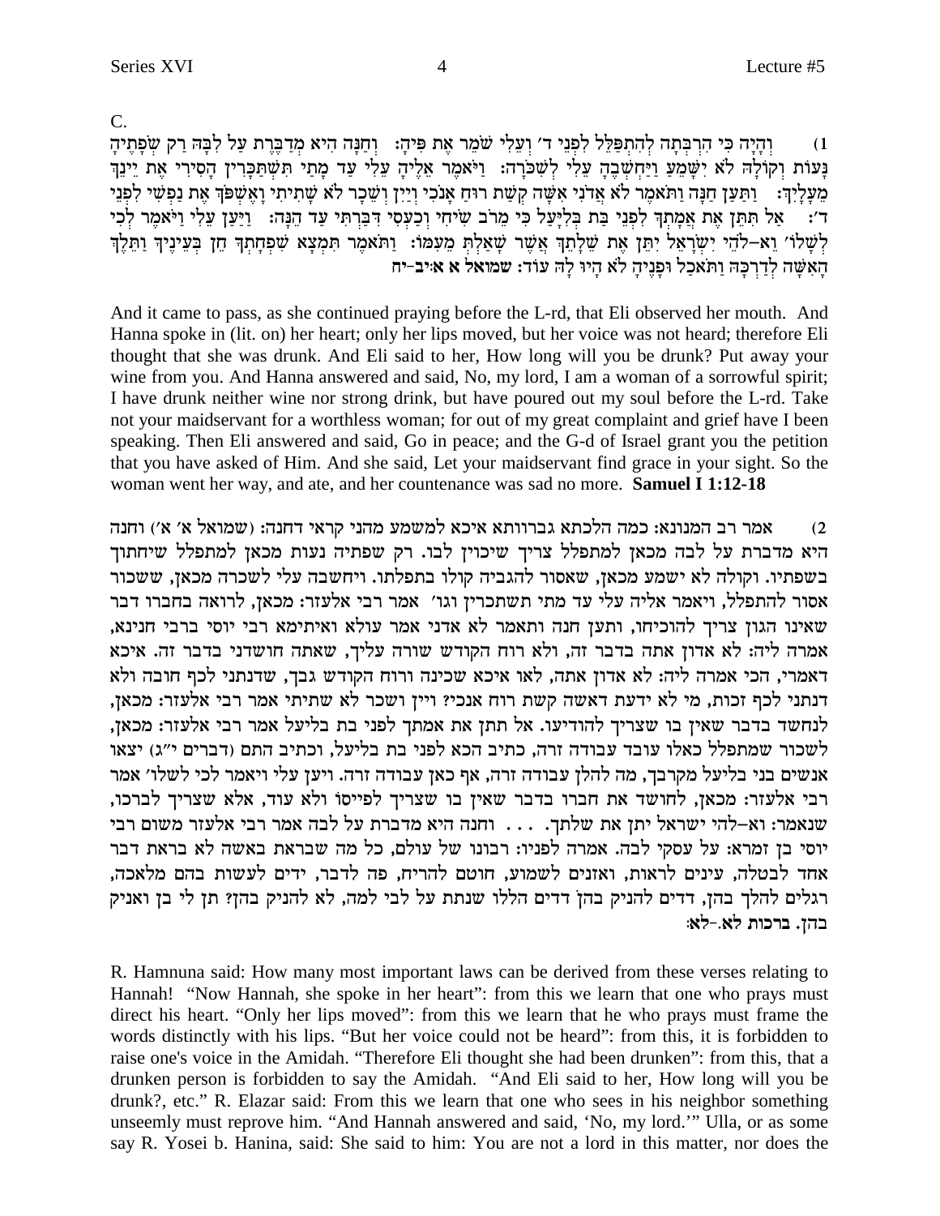C.

1) וְהָיָה כִּי הִרְבְּתָה לְהִתְפַּלֵּל לִפְנֵי ד׳ וְעֵלִי שֹׁמֵר אֶת פִּיהָ: וְחַנָּה הִיא מְדַבֶּרֶת עַל לִבָּהּ רַק שְׂפָתֶיהָ נָּעוֹת וְקוֹלָהּ לֹא יִשָּׁמֵעַ וַיַּחְשְׁבֶהָ עֵלִי לְשִׁכֹּרָה: וַיֹּאמֶר אֵלֶיהָ עֵלִי עַד מָתַי תִּשְׁתַּכָּרִין הָסִירִי אֶת יֵינֵךְ מֵעָלָיִךְ: וַתַּעַן חַנָּה וַתֹּאמֶר לֹא אֲדֹנִי אִשָּׁה קְשַׁת רוּחַ אָנֹכִי וְיַיִן וְשֵׁכָר לֹא שָׁתִיתִי וָאֶשְׁפֹּךְ אֶת נַפְשִׁי לִפְנֵי ד׳: אַל תִּתֵּן אֶת אֲמָתְךָ לִפְנֵי בַּת בְּלִיָּעַל כִּי מֵרֹב שִׂיחִי וְכַעְסִי דִּבַּרְתִּי עַד הֵנָּה: וַיַּעַן עֵלִי וַיֹּאמֶר לְכִי לְשָׁלוֹ׳ וֵא-לֹהֵי יִשְׂרָאֵל יִתֵּן אֶת שֵׁלָתֵךְ אֲשֶׁר שָׁאַלְתְּ מֵעִמּוֹ: וַתֹּאמֶר תִּמְצָא שִׁפְחָתְךָ חֵן בְּעֵינֶיךָ וַתֵּלֶךְ הָאִשָּׁה לְדַרְכָּהּ וַתֹּאכַל וּפָנֶיהָ לֹא הָיוּ לָהּ עוֹד: **שמואל א א:יב-יח**

And it came to pass, as she continued praying before the L-rd, that Eli observed her mouth. And Hanna spoke in (lit. on) her heart; only her lips moved, but her voice was not heard; therefore Eli thought that she was drunk. And Eli said to her, How long will you be drunk? Put away your wine from you. And Hanna answered and said, No, my lord, I am a woman of a sorrowful spirit; I have drunk neither wine nor strong drink, but have poured out my soul before the L-rd. Take not your maidservant for a worthless woman; for out of my great complaint and grief have I been speaking. Then Eli answered and said, Go in peace; and the G-d of Israel grant you the petition that you have asked of Him. And she said, Let your maidservant find grace in your sight. So the woman went her way, and ate, and her countenance was sad no more. **Samuel I 1:12-18**

2) אמר רב המנונא: כמה הלכתא גברוותא איכא למשמע מהני קראי דחנה: (שמואל א׳ א׳) וחנה היא מדברת על לבה מכאן למתפלל צריך שיכוין לבו. רק שפתיה נעות מכאן למתפלל שיחתוך בשפתיו. וקולה לא ישמע מכאן, שאסור להגביה קולו בתפלתו. ויחשבה עלי לשכרה מכאן, ששכור אסור להתפלל, ויאמר אליה עלי עד מתי תשתכרין וגו׳ אמר רבי אלעזר: מכאן, לרואה בחברו דבר שאינו הגון צריך להוכיחו, ותען חנה ותאמר לא אדני אמר עולא ואיתימא רבי יוסי ברבי חנינא, אמרה ליה: לא אדון אתה בדבר זה, ולא רוח הקודש שורה עליך, שאתה חושדני בדבר זה. איכא דאמרי, הכי אמרה ליה: לא אדון אתה, לאו איכא שכינה ורוח הקודש גבך, שדנתני לכף חובה ולא דנתני לכף זכות, מי לא ידעת דאשה קשת רוח אנכי? ויין ושכר לא שתיתי אמר רבי אלעזר: מכאן, לנחשד בדבר שאין בו שצריך להודיעו. אל תתן את אמתך לפני בת בליעל אמר רבי אלעזר: מכאן, לשכור שמתפלל כאלו עובד עבודה זרה, כתיב הכא לפני בת בליעל, וכתיב התם (דברים י״ג) יצאו אנשים בני בליעל מקרבך, מה להלן עבודה זרה, אף כאן עבודה זרה. ויען עלי ויאמר לכי לשלו׳ אמר רבי אלעזר: מכאן, לחושד את חברו בדבר שאין בו שצריך לפייסו ולא עוד, אלא שצריך לברכו, שנאמר: וא-להי ישראל יתן את שלתך. . . . וחנה היא מדברת על לבה אמר רבי אלעזר משום רבי יוסי בן זמרא: על עסקי לבה. אמרה לפניו: רבונו של עולם, כל מה שבראת באשה לא בראת דבר אחד לבטלה, עינים לראות, ואזנים לשמוע, חוטם להריח, פה לדבר, ידים לעשות בהם מלאכה, רגלים להלך בהן, דדים להניק בהן דדים הללו שנתת על לבי למה, לא להניק בהן? תן לי בן ואניק בהן. **ברכות לא.-לא:**

R. Hamnuna said: How many most important laws can be derived from these verses relating to Hannah! "Now Hannah, she spoke in her heart": from this we learn that one who prays must direct his heart. "Only her lips moved": from this we learn that he who prays must frame the words distinctly with his lips. "But her voice could not be heard": from this, it is forbidden to raise one's voice in the Amidah. "Therefore Eli thought she had been drunken": from this, that a drunken person is forbidden to say the Amidah. "And Eli said to her, How long will you be drunk?, etc." R. Elazar said: From this we learn that one who sees in his neighbor something unseemly must reprove him. "And Hannah answered and said, 'No, my lord.'" Ulla, or as some say R. Yosei b. Hanina, said: She said to him: You are not a lord in this matter, nor does the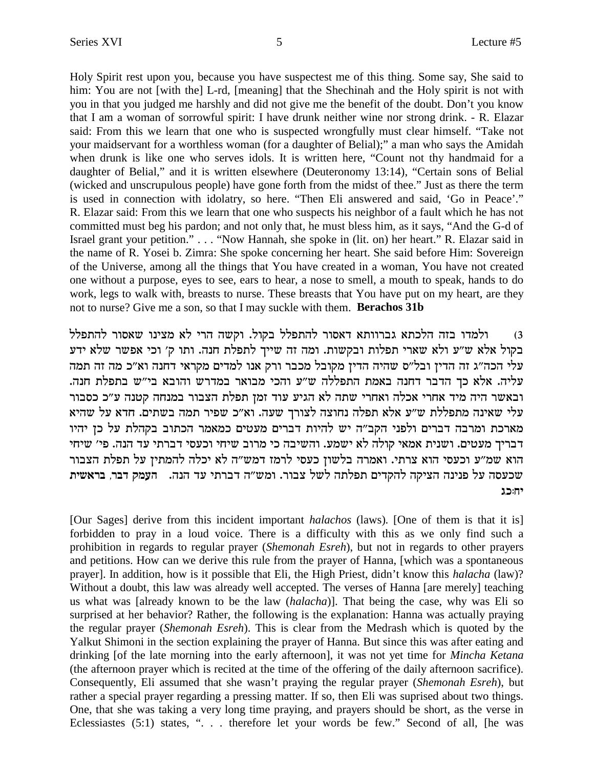Holy Spirit rest upon you, because you have suspectest me of this thing. Some say, She said to him: You are not [with the] L-rd, [meaning] that the Shechinah and the Holy spirit is not with you in that you judged me harshly and did not give me the benefit of the doubt. Don't you know that I am a woman of sorrowful spirit: I have drunk neither wine nor strong drink. - R. Elazar said: From this we learn that one who is suspected wrongfully must clear himself. "Take not your maidservant for a worthless woman (for a daughter of Belial);" a man who says the Amidah when drunk is like one who serves idols. It is written here, "Count not thy handmaid for a daughter of Belial," and it is written elsewhere (Deuteronomy 13:14), "Certain sons of Belial (wicked and unscrupulous people) have gone forth from the midst of thee." Just as there the term is used in connection with idolatry, so here. "Then Eli answered and said, 'Go in Peace'." R. Elazar said: From this we learn that one who suspects his neighbor of a fault which he has not committed must beg his pardon; and not only that, he must bless him, as it says, "And the G-d of Israel grant your petition." . . . "Now Hannah, she spoke in (lit. on) her heart." R. Elazar said in the name of R. Yosei b. Zimra: She spoke concerning her heart. She said before Him: Sovereign of the Universe, among all the things that You have created in a woman, You have not created one without a purpose, eyes to see, ears to hear, a nose to smell, a mouth to speak, hands to do work, legs to walk with, breasts to nurse. These breasts that You have put on my heart, are they not to nurse? Give me a son, so that I may suckle with them. **Berachos 31b**

3) ולמדו בזה הלכתא גברוותא דאסור להתפלל בקול. וקשה הרי לא מצינו שאסור להתפלל בקול אלא ש"ע ולא שארי תפלות ובקשות. ומה זה שייך לתפלת חנה. ותו ק' וכי אפשר שלא ידע עלי הכה"ג זה הדין ובלא"ס שהיה הדין מקובל מכבר ורק אנו למדים מקראי דחנה וא"כ מה זה תמה עליה. אלא כך הדבר דחנה באמת התפללה ש"ע והכי מבואר במדרש והובא בי"ש בתפלת חנה. ובאשר היה מיד אחרי אכלה ואחרי שתה לא הגיע עוד זמן תפלת הצבור במנחה קטנה ע"כ כסבור עלי שאינה מתפללת ש"ע אלא תפלה נחוצה לצורך שעה. וא"כ שפיר תמה בשתים. חדא על שהיא מארכת ומרבה דברים ולפני הקב"ה יש להיות דברים מעטים כמאמר הכתוב בקהלת על כן יהיו דבריך מעטים. ושנית אמאי קולה לא ישמע. והשיבה כי מרוב שיחי וכעסי דברתי עד הנה. פי' שיחי הוא שמ"ע וכעסי הוא צרתי. ואמרה בלשון כעסי לרמז דמש"ה לא יכלה להמתין על תפלת הצבור שכעסה על פנינה הציקה להקדים תפלתה לשל צבור. ומש"ה דברתי עד הנה. **העמק דבר, בראשית יח:כג**

[Our Sages] derive from this incident important *halachos* (laws). [One of them is that it is] forbidden to pray in a loud voice. There is a difficulty with this as we only find such a prohibition in regards to regular prayer (*Shemonah Esreh*), but not in regards to other prayers and petitions. How can we derive this rule from the prayer of Hanna, [which was a spontaneous prayer]. In addition, how is it possible that Eli, the High Priest, didn't know this *halacha* (law)? Without a doubt, this law was already well accepted. The verses of Hanna [are merely] teaching us what was [already known to be the law (*halacha*)]. That being the case, why was Eli so surprised at her behavior? Rather, the following is the explanation: Hanna was actually praying the regular prayer (*Shemonah Esreh*). This is clear from the Medrash which is quoted by the Yalkut Shimoni in the section explaining the prayer of Hanna. But since this was after eating and drinking [of the late morning into the early afternoon], it was not yet time for *Mincha Ketana* (the afternoon prayer which is recited at the time of the offering of the daily afternoon sacrifice). Consequently, Eli assumed that she wasn't praying the regular prayer (*Shemonah Esreh*), but rather a special prayer regarding a pressing matter. If so, then Eli was suprised about two things. One, that she was taking a very long time praying, and prayers should be short, as the verse in Eclessiastes (5:1) states, ". . . therefore let your words be few." Second of all, [he was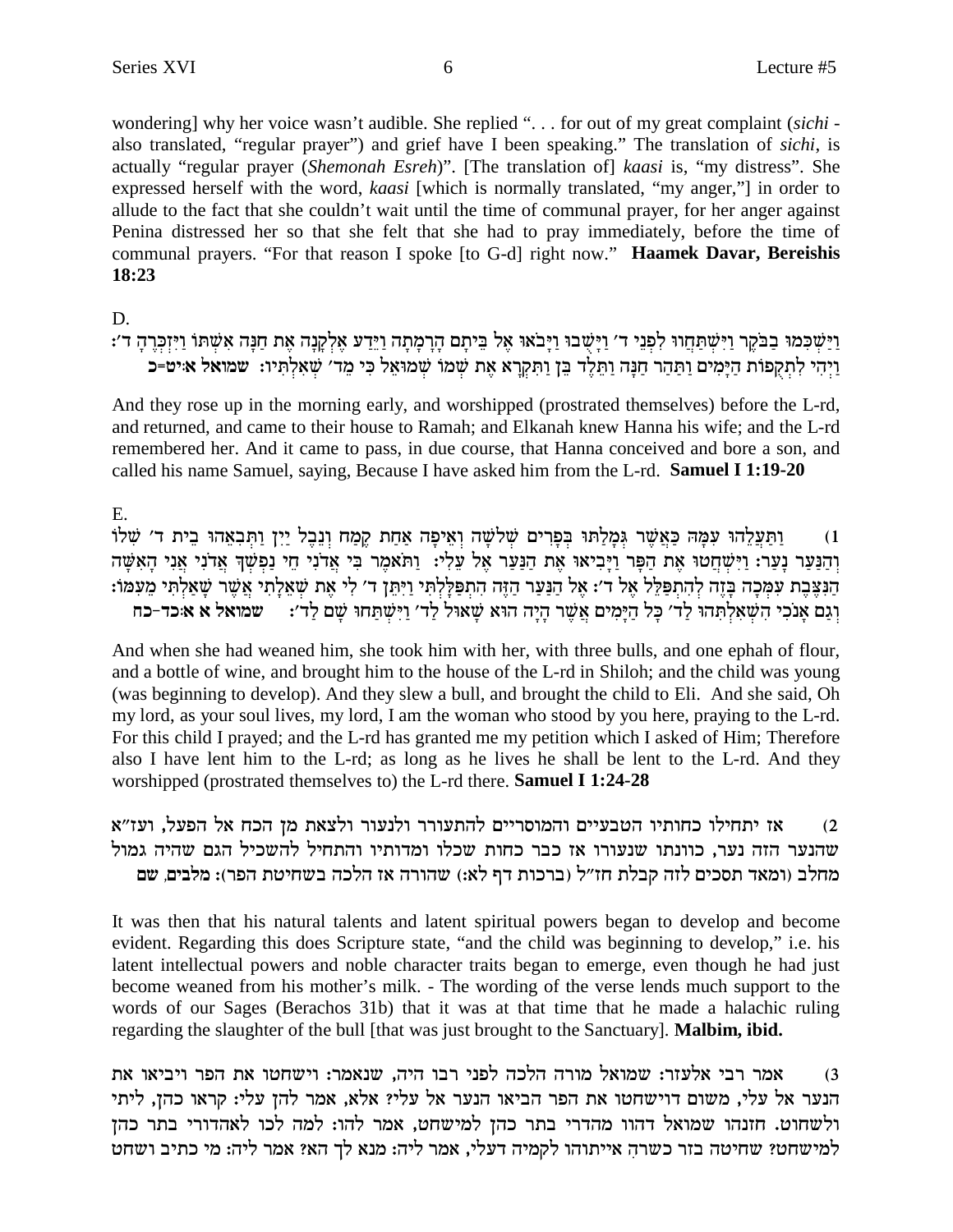wondering] why her voice wasn't audible. She replied ". . . for out of my great complaint (*sichi* - also translated, "regular prayer") and grief have I been speaking." The translation of *sichi*, is actually "regular prayer (*Shemonah Esreh*)". [The translation of] *kaasi* is, "my distress". She expressed herself with the word, *kaasi* [which is normally translated, "my anger,"] in order to allude to the fact that she couldn't wait until the time of communal prayer, for her anger against Penina distressed her so that she felt that she had to pray immediately, before the time of communal prayers. "For that reason I spoke [to G-d] right now." **Haamek Davar, Bereishis 18:23**

D.

וַיַּשְׁכִּמוּ בַבֹּקֶר וַיִּשְׁתַּחֲווּ לִפְנֵי ד׳ וַיָּשֻׁבוּ וַיָּבֹאוּ אֶל בֵּיתָם הָרָמָתָה וַיֵּדַע אֶלְקָנָה אֶת חַנָּה אִשְׁתּוֹ וַיִּזְכְּרֶהָ ד׳: וַיְהִי לִתְקֻפוֹת הַיָּמִים וַתַּהַר חַנָּה וַתֵּלֶד בֵּן וַתִּקְרָא אֶת שְׁמוֹ שְׁמוּאֵל כִּי מֵד׳ שְׁאִלְתִּיו: **שמואל א:יט-כ**

And they rose up in the morning early, and worshipped (prostrated themselves) before the L-rd, and returned, and came to their house to Ramah; and Elkanah knew Hanna his wife; and the L-rd remembered her. And it came to pass, in due course, that Hanna conceived and bore a son, and called his name Samuel, saying, Because I have asked him from the L-rd. **Samuel I 1:19-20**

E.

1) וַתַּעֲלֵהוּ עִמָּהּ כַּאֲשֶׁר גְּמָלַתּוּ בְּפָרִים שְׁלֹשָׁה וְאֵיפָה אַחַת קֶמַח וְנֵבֶל יַיִן וַתְּבִאֵהוּ בֵית ד׳ שִׁלוֹ וְהַנַּעַר נָעַר: וַיִּשְׁחֲטוּ אֶת הַפָּר וַיָּבִיאוּ אֶת הַנַּעַר אֶל עֵלִי: וַתֹּאמֶר בִּי אֲדֹנִי חֵי נַפְשְׁךָ אֲדֹנִי אֲנִי הָאִשָּׁה הַנִּצֶּבֶת עִמְּכָה בָּזֶה לְהִתְפַּלֵּל אֶל ד׳: אֶל הַנַּעַר הַזֶּה הִתְפַּלָּלְתִּי וַיִּתֵּן ד׳ לִי אֶת שְׁאֵלָתִי אֲשֶׁר שָׁאַלְתִּי מֵעִמּוֹ: וְגַם אָנֹכִי הִשְׁאִלְתִּהוּ לַד׳ כָּל הַיָּמִים אֲשֶׁר הָיָה הוּא שָׁאוּל לַד׳ וַיִּשְׁתַּחוּ שָׁם לַד׳: **שמואל א א:כד-כח**

And when she had weaned him, she took him with her, with three bulls, and one ephah of flour, and a bottle of wine, and brought him to the house of the L-rd in Shiloh; and the child was young (was beginning to develop). And they slew a bull, and brought the child to Eli. And she said, Oh my lord, as your soul lives, my lord, I am the woman who stood by you here, praying to the L-rd. For this child I prayed; and the L-rd has granted me my petition which I asked of Him; Therefore also I have lent him to the L-rd; as long as he lives he shall be lent to the L-rd. And they worshipped (prostrated themselves to) the L-rd there. **Samuel I 1:24-28**

2) אז יתחילו כחותיו הטבעיים והמוסריים להתעורר ולנעור ולצאת מן הכח אל הפעל, ועז״א שהנער הזה נער, כוונתו שנעורו אז כבר כחות שכלו ומדותיו והתחיל להשכיל הגם שהיה גמול מחלב (ומאד תסכים לזה קבלת חז״ל (ברכות דף לא:) שהורה אז הלכה בשחיטת הפר): **מלבים, שם**

It was then that his natural talents and latent spiritual powers began to develop and become evident. Regarding this does Scripture state, "and the child was beginning to develop," i.e. his latent intellectual powers and noble character traits began to emerge, even though he had just become weaned from his mother's milk. - The wording of the verse lends much support to the words of our Sages (Berachos 31b) that it was at that time that he made a halachic ruling regarding the slaughter of the bull [that was just brought to the Sanctuary]. **Malbim, ibid.**

3) אמר רבי אלעזר: שמואל מורה הלכה לפני רבו היה, שנאמר: וישחטו את הפר ויביאו את הנער אל עלי, משום דוישחטו את הפר הביאו הנער אל עלי? אלא, אמר להן עלי: קראו כהן, ליתי ולשחוט. חזנהו שמואל דהוו מהדרי בתר כהן למישחט, אמר להו: למה לכו לאהדורי בתר כהן למישחט? שחיטה בזר כשרה! אייתוהו לקמיה דעלי, אמר ליה: מנא לך הא? אמר ליה: מי כתיב ושחט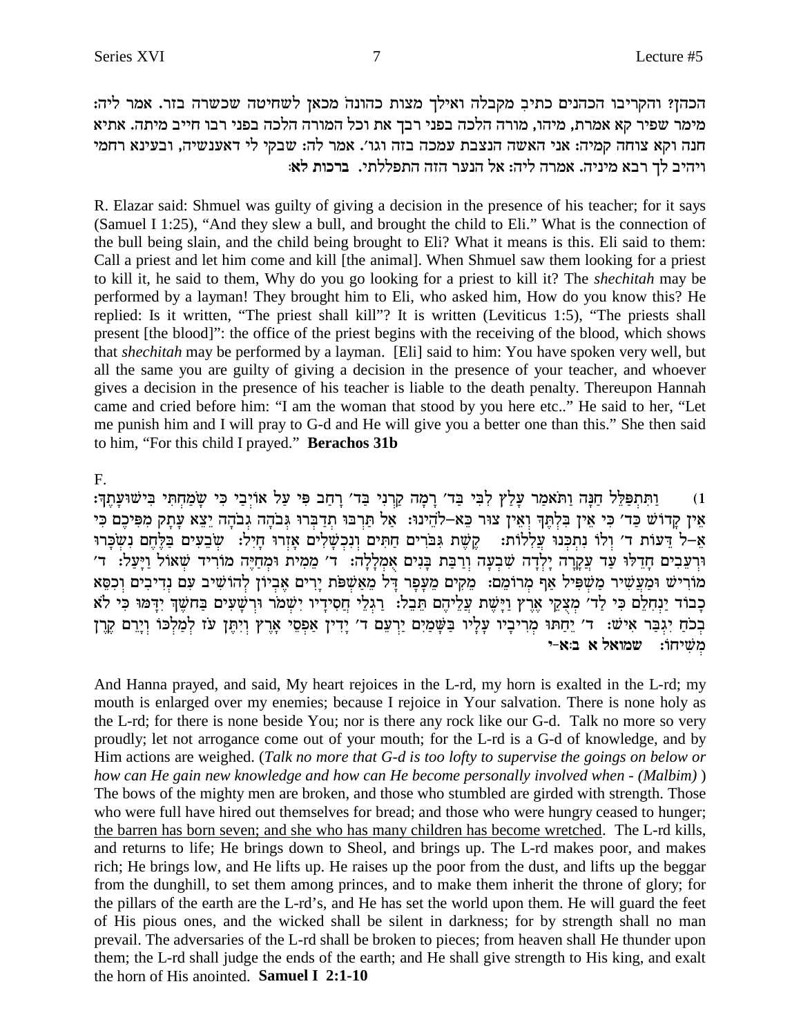הכהן? והקריבו הכהנים כתיב מקבלה ואילך מצות כהונה מכאן לשחיטה שכשרה בזר. אמר ליה: מימר שפיר קא אמרת, מיהו, מורה הלכה בפני רבך את וכל המורה הלכה בפני רבו חייב מיתה. אתיא חנה וקא צוחה קמיה: אני האשה הנצבת עמכה בזה וגו'. אמר לה: שבקי לי דאענשיה, ובעינא רחמי ויהיב לך רבא מיניה. אמרה ליה: אל הנער הזה התפללתי. **ברכות לא:**

R. Elazar said: Shmuel was guilty of giving a decision in the presence of his teacher; for it says (Samuel I 1:25), "And they slew a bull, and brought the child to Eli." What is the connection of the bull being slain, and the child being brought to Eli? What it means is this. Eli said to them: Call a priest and let him come and kill [the animal]. When Shmuel saw them looking for a priest to kill it, he said to them, Why do you go looking for a priest to kill it? The *shechitah* may be performed by a layman! They brought him to Eli, who asked him, How do you know this? He replied: Is it written, "The priest shall kill"? It is written (Leviticus 1:5), "The priests shall present [the blood]": the office of the priest begins with the receiving of the blood, which shows that *shechitah* may be performed by a layman. [Eli] said to him: You have spoken very well, but all the same you are guilty of giving a decision in the presence of your teacher, and whoever gives a decision in the presence of his teacher is liable to the death penalty. Thereupon Hannah came and cried before him: "I am the woman that stood by you here etc.." He said to her, "Let me punish him and I will pray to G-d and He will give you a better one than this." She then said to him, "For this child I prayed." **Berachos 31b**

F.

1) וַתִּתְפַּלֵּל חַנָּה וַתֹּאמַר עָלַץ לִבִּי בַּד' רָמָה קַרְנִי בַּד' רָחַב פִּי עַל אוֹיְבַי כִּי שָׂמַחְתִּי בִּישׁוּעָתֶךָ: אֵין קָדוֹשׁ כַּד' כִּי אֵין בִּלְתֶּךָ וְאֵין צוּר כֵּא–לֹהֵינוּ: אַל תַּרְבּוּ תְדַבְּרוּ גְּבֹהָה גְבֹהָה יֵצֵא עָתָק מִפִּיכֶם כִּי אֵ–ל דֵּעוֹת ד' וְלוֹ נִתְכְּנוּ עֲלִלוֹת: קֶשֶׁת גִּבֹּרִים חַתִּים וְנִכְשָׁלִים אָזְרוּ חָיִל: שְׂבֵעִים בַּלֶּחֶם נִשְׂכָּרוּ וּרְעֵבִים חָדֵלּוּ עַד עֲקָרָה יָלְדָה שִׁבְעָה וְרַבַּת בָּנִים אֻמְלָלָה: ד' מֵמִית וּמְחַיֶּה מוֹרִיד שְׁאוֹל וַיָּעַל: ד' מוֹרִישׁ וּמַעֲשִׁיר מַשְׁפִּיל אַף מְרוֹמֵם: מֵקִים מֵעָפָר דָּל מֵאַשְׁפֹּת יָרִים אֶבְיוֹן לְהוֹשִׁיב עִם נְדִיבִים וְכִסֵּא כָבוֹד יַנְחִלֵם כִּי לַד' מְצֻקֵי אֶרֶץ וַיָּשֶׁת עֲלֵיהֶם תֵּבֵל: רַגְלֵי חֲסִידָו יִשְׁמֹר וּרְשָׁעִים בַּחֹשֶׁךְ יִדָּמּוּ כִּי לֹא בְכֹחַ יִגְבַּר אִישׁ: ד' יֵחַתּוּ מְרִיבָו עָלָו בַּשָּׁמַיִם יַרְעֵם ד' יָדִין אַפְסֵי אָרֶץ וְיִתֶּן עֹז לְמַלְכּוֹ וְיָרֵם קֶרֶן מְשִׁיחוֹ: **שמואל א ב:א-י**

And Hanna prayed, and said, My heart rejoices in the L-rd, my horn is exalted in the L-rd; my mouth is enlarged over my enemies; because I rejoice in Your salvation. There is none holy as the L-rd; for there is none beside You; nor is there any rock like our G-d. Talk no more so very proudly; let not arrogance come out of your mouth; for the L-rd is a G-d of knowledge, and by Him actions are weighed. (*Talk no more that G-d is too lofty to supervise the goings on below or how can He gain new knowledge and how can He become personally involved when - (Malbim)* ) The bows of the mighty men are broken, and those who stumbled are girded with strength. Those who were full have hired out themselves for bread; and those who were hungry ceased to hunger; <u>the barren has born seven; and she who has many children has become wretched</u>. The L-rd kills, and returns to life; He brings down to Sheol, and brings up. The L-rd makes poor, and makes rich; He brings low, and He lifts up. He raises up the poor from the dust, and lifts up the beggar from the dunghill, to set them among princes, and to make them inherit the throne of glory; for the pillars of the earth are the L-rd's, and He has set the world upon them. He will guard the feet of His pious ones, and the wicked shall be silent in darkness; for by strength shall no man prevail. The adversaries of the L-rd shall be broken to pieces; from heaven shall He thunder upon them; the L-rd shall judge the ends of the earth; and He shall give strength to His king, and exalt the horn of His anointed. **Samuel I 2:1-10**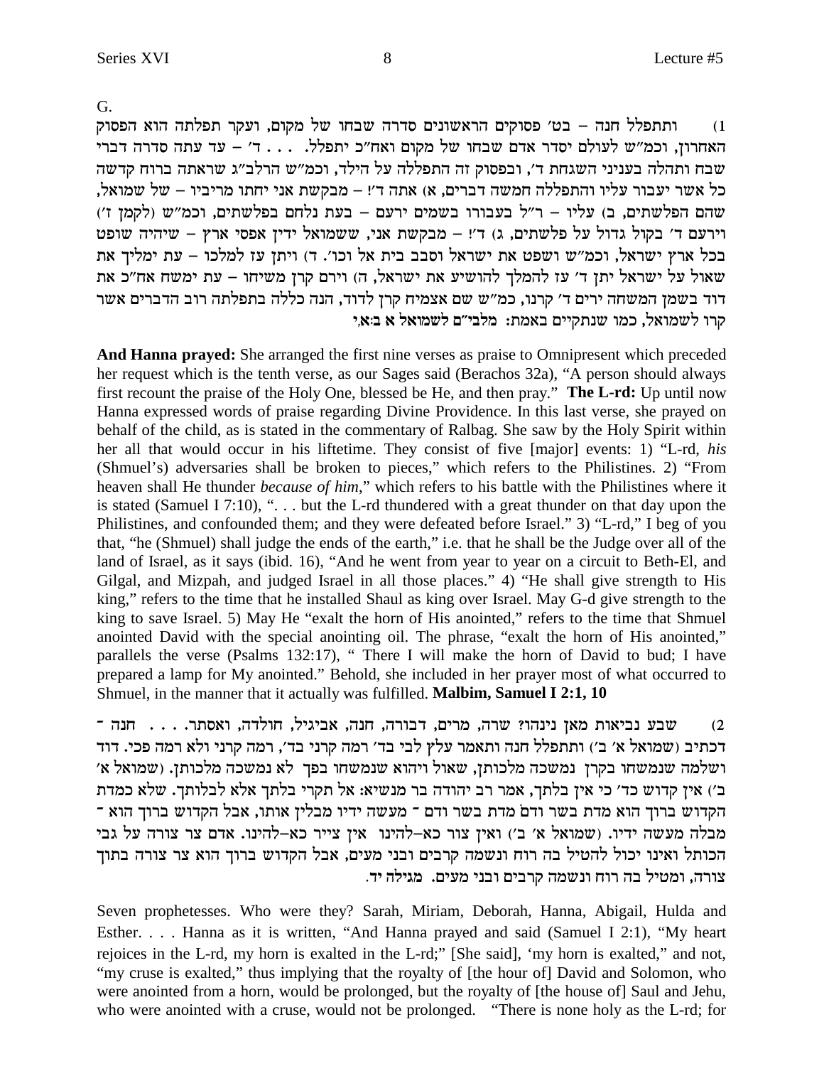G.

1) ותתפלל חנה – בט' פסוקים הראשונים סדרה שבחו של מקום, ועקר תפלתה הוא הפסוק האחרון, וכמ"ש לעולם יסדר אדם שבחו של מקום ואח"כ יתפלל. . . . ד' – עד עתה סדרה דברי שבח ותהלה בעניני השגחת ד', ובפסוק זה התפללה על הילד, וכמ"ש הרלב"ג שראתה ברוח קדשה כל אשר יעבור עליו והתפללה חמשה דברים, א) אתה ד'! – מבקשת אני יחתו מריביו – של שמואל, שהם הפלשתים, ב) עליו – ר"ל בעבורו בשמים ירעם – בעת נלחם בפלשתים, וכמ"ש (לקמן ז') וירעם ד' בקול גדול על פלשתים, ג) ד'! – מבקשת אני, ששמואל ידין אפסי ארץ – שיהיה שופט בכל ארץ ישראל, וכמ"ש ושפט את ישראל וסבב בית אל וכו'. ד) ויתן עז למלכו – עת ימליך את שאול על ישראל יתן ד' עז להמלך להושיע את ישראל, ה) וירם קרן משיחו – עת ימשח אח"כ את דוד בשמן המשחה ירים ד' קרנו, כמ"ש שם אצמיח קרן לדוד, הנה כללה בתפלתה רוב הדברים אשר קרו לשמואל, כמו שנתקיים באמת: מלבי"ם לשמואל א ב:א,י

**And Hanna prayed:** She arranged the first nine verses as praise to Omnipresent which preceded her request which is the tenth verse, as our Sages said (Berachos 32a), "A person should always first recount the praise of the Holy One, blessed be He, and then pray." **The L-rd:** Up until now Hanna expressed words of praise regarding Divine Providence. In this last verse, she prayed on behalf of the child, as is stated in the commentary of Ralbag. She saw by the Holy Spirit within her all that would occur in his lifetime. They consist of five [major] events: 1) "L-rd, *his* (Shmuel's) adversaries shall be broken to pieces," which refers to the Philistines. 2) "From heaven shall He thunder *because of him*," which refers to his battle with the Philistines where it is stated (Samuel I 7:10), ". . . but the L-rd thundered with a great thunder on that day upon the Philistines, and confounded them; and they were defeated before Israel." 3) "L-rd," I beg of you that, "he (Shmuel) shall judge the ends of the earth," i.e. that he shall be the Judge over all of the land of Israel, as it says (ibid. 16), "And he went from year to year on a circuit to Beth-El, and Gilgal, and Mizpah, and judged Israel in all those places." 4) "He shall give strength to His king," refers to the time that he installed Shaul as king over Israel. May G-d give strength to the king to save Israel. 5) May He "exalt the horn of His anointed," refers to the time that Shmuel anointed David with the special anointing oil. The phrase, "exalt the horn of His anointed," parallels the verse (Psalms 132:17), " There I will make the horn of David to bud; I have prepared a lamp for My anointed." Behold, she included in her prayer most of what occurred to Shmuel, in the manner that it actually was fulfilled. **Malbim, Samuel I 2:1, 10**

2) שבע נביאות מאן נינהו? שרה, מרים, דבורה, חנה, אביגיל, חולדה, ואסתר. . . . חנה - דכתיב (שמואל א' ב') ותתפלל חנה ותאמר עלץ לבי בד' רמה קרני בד', רמה קרני ולא רמה פכי. דוד ושלמה שנמשחו בקרן נמשכה מלכותן, שאול ויהוא שנמשחו בפך לא נמשכה מלכותן. (שמואל א' ב') אין קדוש כד' כי אין בלתך, אמר רב יהודה בר מנשיא: אל תקרי בלתך אלא לבלותך. שלא כמדת הקדוש ברוך הוא מדת בשר ודם. מדת בשר ודם - מעשה ידיו מבלין אותו, אבל הקדוש ברוך הוא - מבלה מעשה ידיו. (שמואל א' ב') ואין צור כא-להינו אין צייר כא-להינו. אדם צר צורה על גבי הכותל ואינו יכול להטיל בה רוח ונשמה קרבים ובני מעים, אבל הקדוש ברוך הוא צר צורה בתוך צורה, ומטיל בה רוח ונשמה קרבים ובני מעים. מגילה יד.

Seven prophetesses. Who were they? Sarah, Miriam, Deborah, Hanna, Abigail, Hulda and Esther. . . . Hanna as it is written, "And Hanna prayed and said (Samuel I 2:1), "My heart rejoices in the L-rd, my horn is exalted in the L-rd;" [She said], 'my horn is exalted," and not, "my cruse is exalted," thus implying that the royalty of [the hour of] David and Solomon, who were anointed from a horn, would be prolonged, but the royalty of [the house of] Saul and Jehu, who were anointed with a cruse, would not be prolonged. "There is none holy as the L-rd; for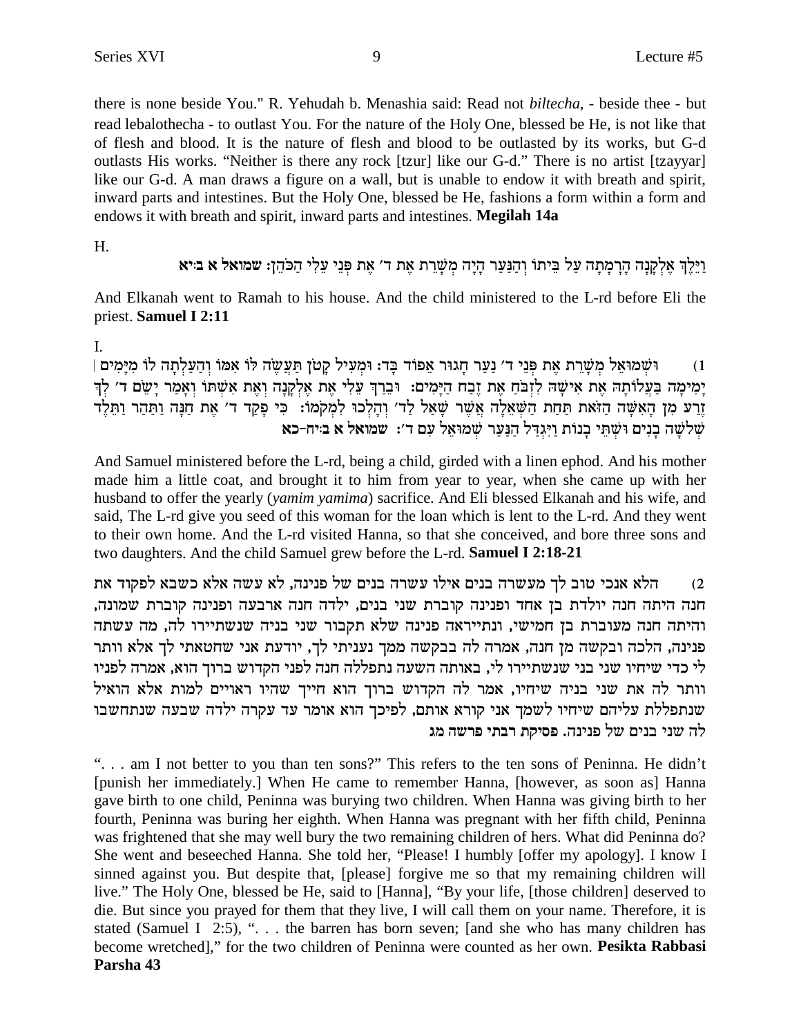there is none beside You." R. Yehudah b. Menashia said: Read not *biltecha*, - beside thee - but read lebalothecha - to outlast You. For the nature of the Holy One, blessed be He, is not like that of flesh and blood. It is the nature of flesh and blood to be outlasted by its works, but G-d outlasts His works. "Neither is there any rock [tzur] like our G-d." There is no artist [tzayyar] like our G-d. A man draws a figure on a wall, but is unable to endow it with breath and spirit, inward parts and intestines. But the Holy One, blessed be He, fashions a form within a form and endows it with breath and spirit, inward parts and intestines. **Megilah 14a**

H.

וַיֵּלֶךְ אֶלְקָנָה הָרָמָתָה עַל בֵּיתוֹ וְהַנַּעַר הָיָה מְשָׁרֵת אֶת ד׳ אֶת פְּנֵי עֵלִי הַכֹּהֵן: **שמואל א ב:יא**

And Elkanah went to Ramah to his house. And the child ministered to the L-rd before Eli the priest. **Samuel I 2:11**

I.

(1) וּשְׁמוּאֵל מְשָׁרֵת אֶת פְּנֵי ד׳ נַעַר חָגוּר אֵפוֹד בָּד: וּמְעִיל קָטֹן תַּעֲשֶׂה לּוֹ אִמּוֹ וְהַעַלְתָה לוֹ מִיָּמִים | יָמִימָה בַּעֲלוֹתָהּ אֶת אִישָׁהּ לִזְבֹּחַ אֶת זֶבַח הַיָּמִים: וּבֵרַךְ עֵלִי אֶת אֶלְקָנָה וְאֶת אִשְׁתּוֹ וְאָמַר יָשֵׂם ד׳ לְךָ זֶרַע מִן הָאִשָּׁה הַזֹּאת תַּחַת הַשְּׁאֵלָה אֲשֶׁר שָׁאַל לַד׳ וְהָלְכוּ לִמְקֹמוֹ: כִּי פָקַד ד׳ אֶת חַנָּה וַתַּהַר וַתֵּלֶד שְׁלשָׁה בָנִים וּשְׁתֵּי בָנוֹת וַיִּגְדַּל הַנַּעַר שְׁמוּאֵל עִם ד׳: **שמואל א ב:יח-כא**

And Samuel ministered before the L-rd, being a child, girded with a linen ephod. And his mother made him a little coat, and brought it to him from year to year, when she came up with her husband to offer the yearly (*yamim yamima*) sacrifice. And Eli blessed Elkanah and his wife, and said, The L-rd give you seed of this woman for the loan which is lent to the L-rd. And they went to their own home. And the L-rd visited Hanna, so that she conceived, and bore three sons and two daughters. And the child Samuel grew before the L-rd. **Samuel I 2:18-21**

(2) הלא אנכי טוב לך מעשרה בנים אילו עשרה בנים של פנינה, לא עשה אלא כשבא לפקוד את חנה היתה חנה יולדת בן אחד ופנינה קוברת שני בנים, ילדה חנה ארבעה ופנינה קוברת שמונה, והיתה חנה מעוברת בן חמישי, ונתייראה פנינה שלא תקבור שני בניה שנשתיירו לה, מה עשתה פנינה, הלכה ובקשה מן חנה, אמרה לה בבקשה ממך נעניתי לך, יודעת אני שחטאתי לך אלא וותר לי כדי שיחיו שני בני שנשתיירו לי, באותה השעה נתפללה חנה לפני הקדוש ברוך הוא, אמרה לפניו וותר לה את שני בניה שיחיו, אמר לה הקדוש ברוך הוא חייך שהיו ראויים למות אלא הואיל שנתפללת עליהם שיחיו לשמך אני קורא אותם, לפיכך הוא אומר עד עקרה ילדה שבעה שנתחשבו לה שני בנים של פנינה. **פסיקת רבתי פרשה מג**

". . . am I not better to you than ten sons?" This refers to the ten sons of Peninna. He didn't [punish her immediately.] When He came to remember Hanna, [however, as soon as] Hanna gave birth to one child, Peninna was burying two children. When Hanna was giving birth to her fourth, Peninna was buring her eighth. When Hanna was pregnant with her fifth child, Peninna was frightened that she may well bury the two remaining children of hers. What did Peninna do? She went and beseeched Hanna. She told her, "Please! I humbly [offer my apology]. I know I sinned against you. But despite that, [please] forgive me so that my remaining children will live." The Holy One, blessed be He, said to [Hanna], "By your life, [those children] deserved to die. But since you prayed for them that they live, I will call them on your name. Therefore, it is stated (Samuel I 2:5), ". . . the barren has born seven; [and she who has many children has become wretched]," for the two children of Peninna were counted as her own. **Pesikta Rabbasi Parsha 43**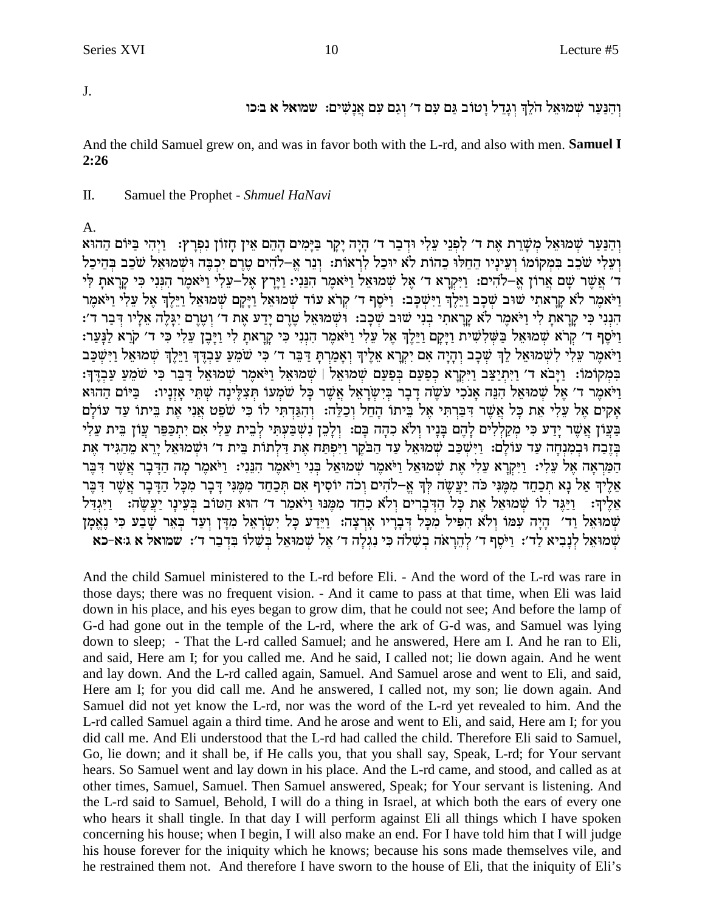J.

וְהַנַּעַר שְׁמוּאֵל הֹלֵךְ וְגָדֵל וָטוֹב גַּם עִם ד' וְגַם עִם אֲנָשִׁים: **שמואל א ב:כו**

And the child Samuel grew on, and was in favor both with the L-rd, and also with men. **Samuel I 2:26**

II. Samuel the Prophet - *Shmuel HaNavi*

A.

וְהַנַּעַר שְׁמוּאֵל מְשָׁרֵת אֶת ד' לִפְנֵי עֵלִי וּדְבַר ד' הָיָה יָקָר בַּיָּמִים הָהֵם אֵין חָזוֹן נִפְרָץ: וַיְהִי בַּיּוֹם הַהוּא וְעֵלִי שֹׁכֵב בִּמְקֹמוֹ וְעֵינָיו הֵחֵלּוּ כֵהוֹת לֹא יוּכַל לִרְאוֹת: וְנֵר אֱ-לֹהִים טֶרֶם יִכְבֶּה וּשְׁמוּאֵל שֹׁכֵב בְּהֵיכַל ד' אֲשֶׁר שָׁם אֲרוֹן אֱ-לֹהִים: וַיִּקְרָא ד' אֶל שְׁמוּאֵל וַיֹּאמֶר הִנֵּנִי: וַיָּרָץ אֶל-עֵלִי וַיֹּאמֶר הִנְנִי כִּי קָרָאתָ לִּי וַיֹּאמֶר לֹא קָרָאתִי שׁוּב שְׁכָב וַיֵּלֶךְ וַיִּשְׁכָּב: וַיֹּסֶף ד' קְרֹא עוֹד שְׁמוּאֵל וַיָּקָם שְׁמוּאֵל וַיֵּלֶךְ אֶל עֵלִי וַיֹּאמֶר הִנְנִי כִּי קָרָאתָ לִי וַיֹּאמֶר לֹא קָרָאתִי בְנִי שׁוּב שְׁכָב: וּשְׁמוּאֵל טֶרֶם יָדַע אֶת ד' וְטֶרֶם יִגָּלֶה אֵלָיו דְּבַר ד': וַיֹּסֶף ד' קְרֹא שְׁמוּאֵל בַּשְּׁלִשִׁית וַיָּקָם וַיֵּלֶךְ אֶל עֵלִי וַיֹּאמֶר הִנְנִי כִּי קָרָאתָ לִי וַיָּבֶן עֵלִי כִּי ד' קֹרֵא לַנָּעַר: וַיֹּאמֶר עֵלִי לִשְׁמוּאֵל לֵךְ שְׁכָב וְהָיָה אִם יִקְרָא אֵלֶיךָ וְאָמַרְתָּ דַּבֵּר ד' כִּי שֹׁמֵעַ עַבְדֶּךָ וַיֵּלֶךְ שְׁמוּאֵל וַיִּשְׁכַּב בִּמְקוֹמוֹ: וַיָּבֹא ד' וַיִּתְיַצַּב וַיִּקְרָא כְפַעַם בְּפַעַם שְׁמוּאֵל | שְׁמוּאֵל וַיֹּאמֶר שְׁמוּאֵל דַּבֵּר כִּי שֹׁמֵעַ עַבְדֶּךָ: וַיֹּאמֶר ד' אֶל שְׁמוּאֵל הִנֵּה אָנֹכִי עֹשֶׂה דָבָר בְּיִשְׂרָאֵל אֲשֶׁר כָּל שֹׁמְעוֹ תְּצִלֶּינָה שְׁתֵּי אָזְנָיו: בַּיּוֹם הַהוּא אָקִים אֶל עֵלִי אֵת כָּל אֲשֶׁר דִּבַּרְתִּי אֶל בֵּיתוֹ הָחֵל וְכַלֵּה: וְהִגַּדְתִּי לוֹ כִּי שֹׁפֵט אֲנִי אֶת בֵּיתוֹ עַד עוֹלָם בַּעֲוֹן אֲשֶׁר יָדַע כִּי מְקַלְלִים לָהֶם בָּנָיו וְלֹא כִהָה בָּם: וְלָכֵן נִשְׁבַּעְתִּי לְבֵית עֵלִי אִם יִתְכַּפֵּר עֲוֹן בֵּית עֵלִי בְּזֶבַח וּבְמִנְחָה עַד עוֹלָם: וַיִּשְׁכַּב שְׁמוּאֵל עַד הַבֹּקֶר וַיִּפְתַּח אֶת דַּלְתוֹת בֵּית ד' וּשְׁמוּאֵל יָרֵא מֵהַגִּיד אֶת הַמַּרְאָה אֶל עֵלִי: וַיִּקְרָא עֵלִי אֶת שְׁמוּאֵל וַיֹּאמֶר שְׁמוּאֵל בְּנִי וַיֹּאמֶר הִנֵּנִי: וַיֹּאמֶר מָה הַדָּבָר אֲשֶׁר דִּבֶּר אֵלֶיךָ אַל נָא תְכַחֵד מִמֶּנִּי כֹּה יַעֲשֶׂה לְּךָ אֱ-לֹהִים וְכֹה יוֹסִיף אִם תְּכַחֵד מִמֶּנִּי דָּבָר מִכָּל הַדָּבָר אֲשֶׁר דִּבֶּר אֵלֶיךָ: וַיַּגֶּד לוֹ שְׁמוּאֵל אֶת כָּל הַדְּבָרִים וְלֹא כִחֵד מִמֶּנּוּ וַיֹּאמַר ד' הוּא הַטּוֹב בְּעֵינָו יַעֲשֶׂה: וַיִּגְדַּל שְׁמוּאֵל וַד' הָיָה עִמּוֹ וְלֹא הִפִּיל מִכָּל דְּבָרָיו אָרְצָה: וַיֵּדַע כָּל יִשְׂרָאֵל מִדָּן וְעַד בְּאֵר שָׁבַע כִּי נֶאֱמָן שְׁמוּאֵל לְנָבִיא לַד': וַיֹּסֶף ד' לְהֵרָאֹה בְשִׁלֹה כִּי נִגְלָה ד' אֶל שְׁמוּאֵל בְּשִׁלוֹ בִּדְבַר ד': **שמואל א ג:א-כא**

And the child Samuel ministered to the L-rd before Eli. - And the word of the L-rd was rare in those days; there was no frequent vision. - And it came to pass at that time, when Eli was laid down in his place, and his eyes began to grow dim, that he could not see; And before the lamp of G-d had gone out in the temple of the L-rd, where the ark of G-d was, and Samuel was lying down to sleep; - That the L-rd called Samuel; and he answered, Here am I. And he ran to Eli, and said, Here am I; for you called me. And he said, I called not; lie down again. And he went and lay down. And the L-rd called again, Samuel. And Samuel arose and went to Eli, and said, Here am I; for you did call me. And he answered, I called not, my son; lie down again. And Samuel did not yet know the L-rd, nor was the word of the L-rd yet revealed to him. And the L-rd called Samuel again a third time. And he arose and went to Eli, and said, Here am I; for you did call me. And Eli understood that the L-rd had called the child. Therefore Eli said to Samuel, Go, lie down; and it shall be, if He calls you, that you shall say, Speak, L-rd; for Your servant hears. So Samuel went and lay down in his place. And the L-rd came, and stood, and called as at other times, Samuel, Samuel. Then Samuel answered, Speak; for Your servant is listening. And the L-rd said to Samuel, Behold, I will do a thing in Israel, at which both the ears of every one who hears it shall tingle. In that day I will perform against Eli all things which I have spoken concerning his house; when I begin, I will also make an end. For I have told him that I will judge his house forever for the iniquity which he knows; because his sons made themselves vile, and he restrained them not. And therefore I have sworn to the house of Eli, that the iniquity of Eli's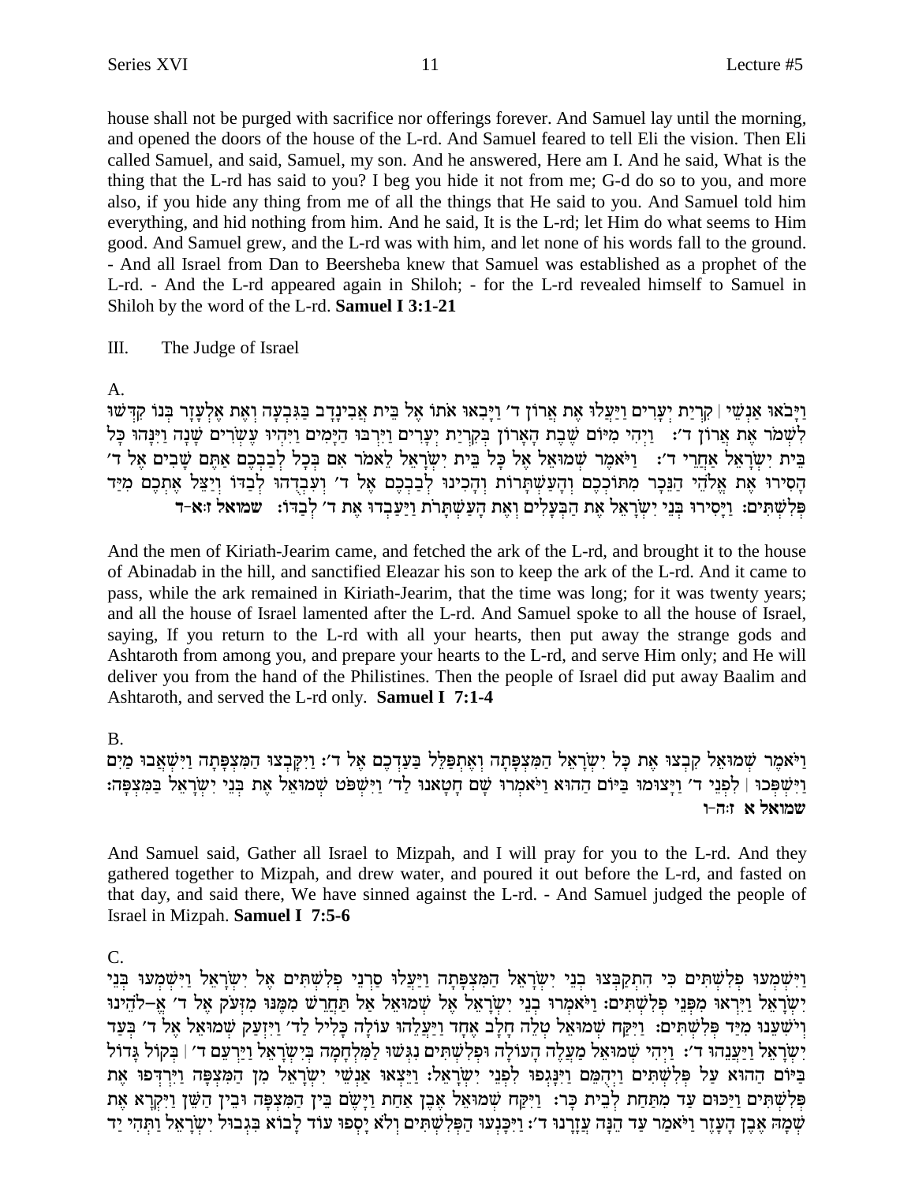house shall not be purged with sacrifice nor offerings forever. And Samuel lay until the morning, and opened the doors of the house of the L-rd. And Samuel feared to tell Eli the vision. Then Eli called Samuel, and said, Samuel, my son. And he answered, Here am I. And he said, What is the thing that the L-rd has said to you? I beg you hide it not from me; G-d do so to you, and more also, if you hide any thing from me of all the things that He said to you. And Samuel told him everything, and hid nothing from him. And he said, It is the L-rd; let Him do what seems to Him good. And Samuel grew, and the L-rd was with him, and let none of his words fall to the ground. - And all Israel from Dan to Beersheba knew that Samuel was established as a prophet of the L-rd. - And the L-rd appeared again in Shiloh; - for the L-rd revealed himself to Samuel in Shiloh by the word of the L-rd. **Samuel I 3:1-21**

III. The Judge of Israel

A.

וַיָּבֹאוּ אַנְשֵׁי | קִרְיַת יְעָרִים וַיַּעֲלוּ אֶת אֲרוֹן ד' וַיָּבִאוּ אֹתוֹ אֶל בֵּית אֲבִינָדָב בַּגִּבְעָה וְאֶת אֶלְעָזָר בְּנוֹ קִדְּשׁוּ לִשְׁמֹר אֶת אֲרוֹן ד': וַיְהִי מִיּוֹם שֶׁבֶת הָאָרוֹן בְּקִרְיַת יְעָרִים וַיִּרְבּוּ הַיָּמִים וַיִּהְיוּ עֶשְׂרִים שָׁנָה וַיִּנָּהוּ כָּל בֵּית יִשְׂרָאֵל אַחֲרֵי ד': וַיֹּאמֶר שְׁמוּאֵל אֶל כָּל בֵּית יִשְׂרָאֵל לֵאמֹר אִם בְּכָל לְבַבְכֶם אַתֶּם שָׁבִים אֶל ד' הָסִירוּ אֶת אֱלֹהֵי הַנֵּכָר מִתּוֹכְכֶם וְהָעַשְׁתָּרוֹת וְהָכִינוּ לְבַבְכֶם אֶל ד' וְעִבְדֻהוּ לְבַדּוֹ וְיַצֵּל אֶתְכֶם מִיַּד פְּלִשְׁתִּים: וַיָּסִירוּ בְּנֵי יִשְׂרָאֵל אֶת הַבְּעָלִים וְאֶת הָעַשְׁתָּרֹת וַיַּעַבְדוּ אֶת ד' לְבַדּוֹ: **שמואל ז:א-ד**

And the men of Kiriath-Jearim came, and fetched the ark of the L-rd, and brought it to the house of Abinadab in the hill, and sanctified Eleazar his son to keep the ark of the L-rd. And it came to pass, while the ark remained in Kiriath-Jearim, that the time was long; for it was twenty years; and all the house of Israel lamented after the L-rd. And Samuel spoke to all the house of Israel, saying, If you return to the L-rd with all your hearts, then put away the strange gods and Ashtaroth from among you, and prepare your hearts to the L-rd, and serve Him only; and He will deliver you from the hand of the Philistines. Then the people of Israel did put away Baalim and Ashtaroth, and served the L-rd only. **Samuel I 7:1-4**

B.

וַיֹּאמֶר שְׁמוּאֵל קִבְצוּ אֶת כָּל יִשְׂרָאֵל הַמִּצְפָּתָה וְאֶתְפַּלֵּל בַּעַדְכֶם אֶל ד': וַיִּקָּבְצוּ הַמִּצְפָּתָה וַיִּשְׁאֲבוּ מַיִם וַיִּשְׁפְּכוּ | לִפְנֵי ד' וַיָּצוּמוּ בַּיּוֹם הַהוּא וַיֹּאמְרוּ שָׁם חָטָאנוּ לַד' וַיִּשְׁפֹּט שְׁמוּאֵל אֶת בְּנֵי יִשְׂרָאֵל בַּמִּצְפָּה: **שמואל א ז:ה-ו**

And Samuel said, Gather all Israel to Mizpah, and I will pray for you to the L-rd. And they gathered together to Mizpah, and drew water, and poured it out before the L-rd, and fasted on that day, and said there, We have sinned against the L-rd. - And Samuel judged the people of Israel in Mizpah. **Samuel I 7:5-6**

C.

וַיִּשְׁמְעוּ פְלִשְׁתִּים כִּי הִתְקַבְּצוּ בְנֵי יִשְׂרָאֵל הַמִּצְפָּתָה וַיַּעֲלוּ סַרְנֵי פְלִשְׁתִּים אֶל יִשְׂרָאֵל וַיִּשְׁמְעוּ בְּנֵי יִשְׂרָאֵל וַיִּרְאוּ מִפְּנֵי פְלִשְׁתִּים: וַיֹּאמְרוּ בְנֵי יִשְׂרָאֵל אֶל שְׁמוּאֵל אַל תַּחֲרֵשׁ מִמֶּנּוּ מִזְּעֹק אֶל ד' אֱ–לֹהֵינוּ וְיֹשִׁעֵנוּ מִיַּד פְּלִשְׁתִּים: וַיִּקַּח שְׁמוּאֵל טְלֵה חָלָב אֶחָד וַיַּעֲלֵהוּ עוֹלָה כָּלִיל לַד' וַיִּזְעַק שְׁמוּאֵל אֶל ד' בְּעַד יִשְׂרָאֵל וַיַּעֲנֵהוּ ד': וַיְהִי שְׁמוּאֵל מַעֲלֶה הָעוֹלָה וּפְלִשְׁתִּים נִגְּשׁוּ לַמִּלְחָמָה בְּיִשְׂרָאֵל וַיַּרְעֵם ד' | בְּקוֹל גָּדוֹל בַּיּוֹם הַהוּא עַל פְּלִשְׁתִּים וַיְהֻמֵּם וַיִּנָּגְפוּ לִפְנֵי יִשְׂרָאֵל: וַיֵּצְאוּ אַנְשֵׁי יִשְׂרָאֵל מִן הַמִּצְפָּה וַיִּרְדְּפוּ אֶת פְּלִשְׁתִּים וַיַּכּוּם עַד מִתַּחַת לְבֵית כָּר: וַיִּקַּח שְׁמוּאֵל אֶבֶן אַחַת וַיָּשֶׂם בֵּין הַמִּצְפָּה וּבֵין הַשֵּׁן וַיִּקְרָא אֶת שְׁמָהּ אֶבֶן הָעָזֶר וַיֹּאמַר עַד הֵנָּה עֲזָרָנוּ ד': וַיִּכָּנְעוּ הַפְּלִשְׁתִּים וְלֹא יָסְפוּ עוֹד לָבוֹא בִּגְבוּל יִשְׂרָאֵל וַתְּהִי יַד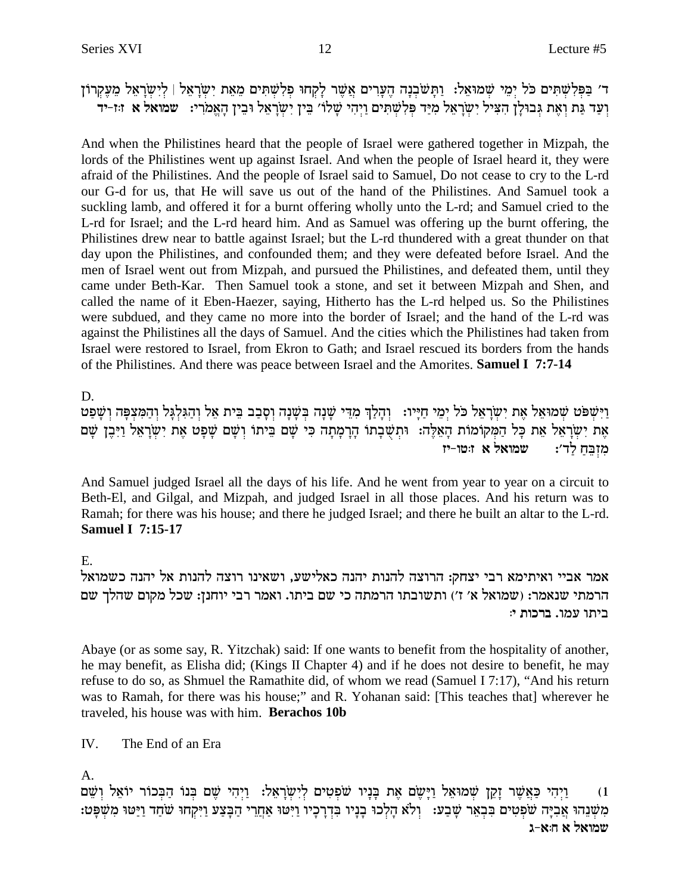ד׳ בַּפְּלִשְׁתִּים כֹּל יְמֵי שְׁמוּאֵל: וַתָּשֹׁבְנָה הֶעָרִים אֲשֶׁר לָקְחוּ פְלִשְׁתִּים מֵאֵת יִשְׂרָאֵל | לְיִשְׂרָאֵל מֵעֶקְרוֹן וְעַד גַּת וְאֶת גְּבוּלָן הִצִּיל יִשְׂרָאֵל מִיַּד פְּלִשְׁתִּים וַיְהִי שָׁלוֹ׳ בֵּין יִשְׂרָאֵל וּבֵין הָאֱמֹרִי: **שמואל א ז:ז-יד**

And when the Philistines heard that the people of Israel were gathered together in Mizpah, the lords of the Philistines went up against Israel. And when the people of Israel heard it, they were afraid of the Philistines. And the people of Israel said to Samuel, Do not cease to cry to the L-rd our G-d for us, that He will save us out of the hand of the Philistines. And Samuel took a suckling lamb, and offered it for a burnt offering wholly unto the L-rd; and Samuel cried to the L-rd for Israel; and the L-rd heard him. And as Samuel was offering up the burnt offering, the Philistines drew near to battle against Israel; but the L-rd thundered with a great thunder on that day upon the Philistines, and confounded them; and they were defeated before Israel. And the men of Israel went out from Mizpah, and pursued the Philistines, and defeated them, until they came under Beth-Kar. Then Samuel took a stone, and set it between Mizpah and Shen, and called the name of it Eben-Haezer, saying, Hitherto has the L-rd helped us. So the Philistines were subdued, and they came no more into the border of Israel; and the hand of the L-rd was against the Philistines all the days of Samuel. And the cities which the Philistines had taken from Israel were restored to Israel, from Ekron to Gath; and Israel rescued its borders from the hands of the Philistines. And there was peace between Israel and the Amorites. **Samuel I 7:7-14**

D.

וַיִּשְׁפֹּט שְׁמוּאֵל אֶת יִשְׂרָאֵל כֹּל יְמֵי חַיָּיו: וְהָלַךְ מִדֵּי שָׁנָה בְּשָׁנָה וְסָבַב בֵּית אֵל וְהַגִּלְגָּל וְהַמִּצְפָּה וְשָׁפַט אֶת יִשְׂרָאֵל אֵת כָּל הַמְּקוֹמוֹת הָאֵלֶּה: וּתְשֻׁבָתוֹ הָרָמָתָה כִּי שָׁם בֵּיתוֹ וְשָׁם שָׁפָט אֶת יִשְׂרָאֵל וַיִּבֶן שָׁם מִזְבֵּחַ לַד׳: **שמואל א ז:טו-יז**

And Samuel judged Israel all the days of his life. And he went from year to year on a circuit to Beth-El, and Gilgal, and Mizpah, and judged Israel in all those places. And his return was to Ramah; for there was his house; and there he judged Israel; and there he built an altar to the L-rd. **Samuel I 7:15-17**

E.

אמר אביי ואיתימא רבי יצחק: הרוצה להנות יהנה כאלישע, ושאינו רוצה להנות אל יהנה כשמואל הרמתי שנאמר: (שמואל א׳ ז׳) ותשובתו הרמתה כי שם ביתו. ואמר רבי יוחנן: שכל מקום שהלך שם ביתו עמו. **ברכות י:**

Abaye (or as some say, R. Yitzchak) said: If one wants to benefit from the hospitality of another, he may benefit, as Elisha did; (Kings II Chapter 4) and if he does not desire to benefit, he may refuse to do so, as Shmuel the Ramathite did, of whom we read (Samuel I 7:17), "And his return was to Ramah, for there was his house;" and R. Yohanan said: [This teaches that] wherever he traveled, his house was with him. **Berachos 10b**

## IV. The End of an Era

A.

1) וַיְהִי כַּאֲשֶׁר זָקֵן שְׁמוּאֵל וַיָּשֶׂם אֶת בָּנָיו שֹׁפְטִים לְיִשְׂרָאֵל: וַיְהִי שֶׁם בְּנוֹ הַבְּכוֹר יוֹאֵל וְשֵׁם מִשְׁנֵהוּ אֲבִיָּה שֹׁפְטִים בִּבְאֵר שָׁבַע: וְלֹא הָלְכוּ בָנָיו בִּדְרָכָיו וַיִּטּוּ אַחֲרֵי הַבָּצַע וַיִּקְחוּ שֹׁחַד וַיַּטּוּ מִשְׁפָּט: **שמואל א ח:א-ג**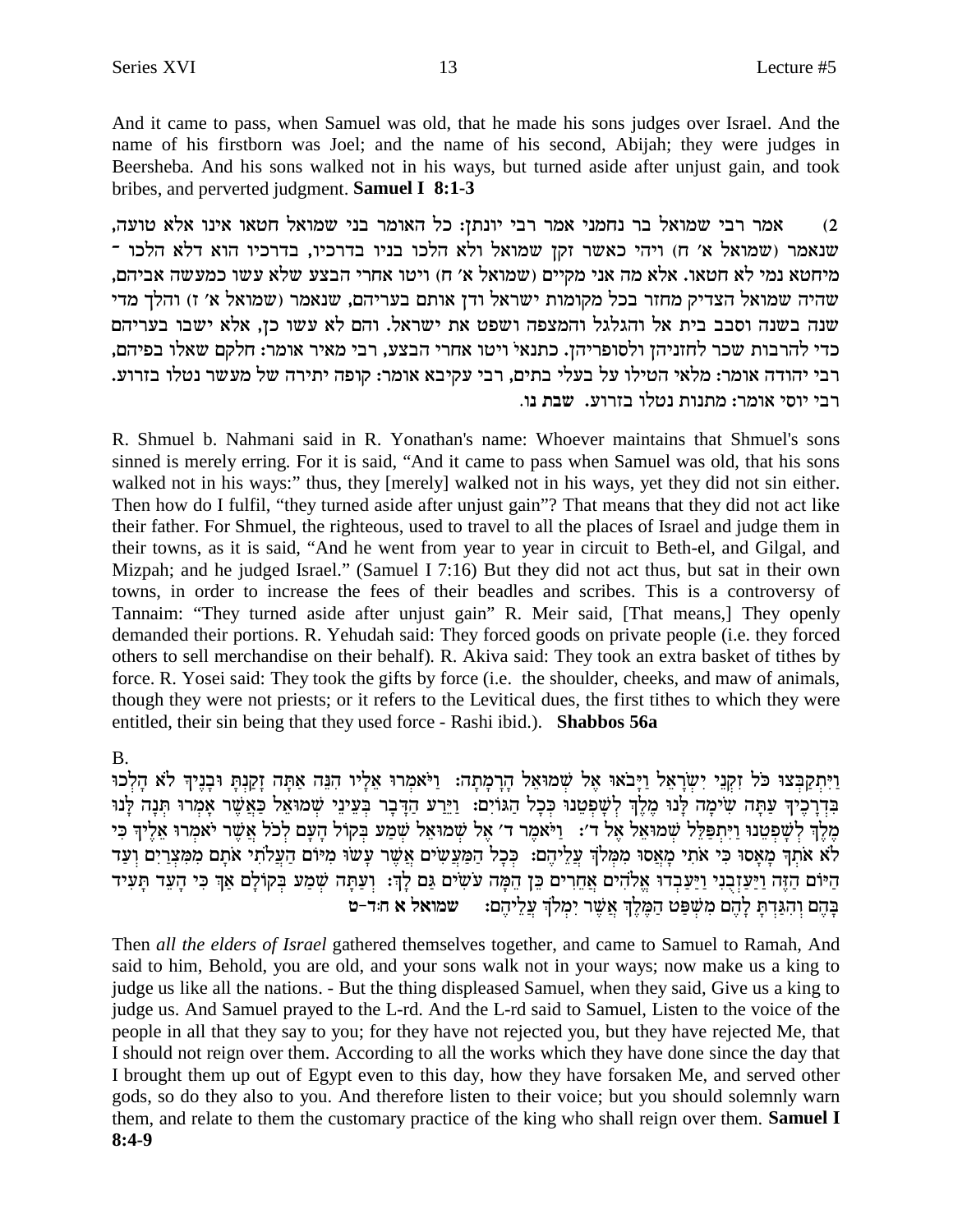And it came to pass, when Samuel was old, that he made his sons judges over Israel. And the name of his firstborn was Joel; and the name of his second, Abijah; they were judges in Beersheba. And his sons walked not in his ways, but turned aside after unjust gain, and took bribes, and perverted judgment. **Samuel I 8:1-3**

2) אמר רבי שמואל בר נחמני אמר רבי יונתן: כל האומר בני שמואל חטאו אינו אלא טועה, שנאמר (שמואל א׳ ח) ויהי כאשר זקן שמואל ולא הלכו בניו בדרכיו, בדרכיו הוא דלא הלכו - מיחטא נמי לא חטאו. אלא מה אני מקיים (שמואל א׳ ח) ויטו אחרי הבצע שלא עשו כמעשה אביהם, שהיה שמואל הצדיק מחזר בכל מקומות ישראל ודן אותם בעריהם, שנאמר (שמואל א׳ ז) והלך מדי שנה בשנה וסבב בית אל והגלגל והמצפה ושפט את ישראל. והם לא עשו כן, אלא ישבו בעריהם כדי להרבות שכר לחזניהן ולסופריהן. כתנאי ויטו אחרי הבצע, רבי מאיר אומר: חלקם שאלו בפיהם, רבי יהודה אומר: מלאי הטילו על בעלי בתים, רבי עקיבא אומר: קופה יתירה של מעשר נטלו בזרוע. רבי יוסי אומר: מתנות נטלו בזרוע. **שבת נו.**

R. Shmuel b. Nahmani said in R. Yonathan's name: Whoever maintains that Shmuel's sons sinned is merely erring. For it is said, "And it came to pass when Samuel was old, that his sons walked not in his ways:" thus, they [merely] walked not in his ways, yet they did not sin either. Then how do I fulfil, "they turned aside after unjust gain"? That means that they did not act like their father. For Shmuel, the righteous, used to travel to all the places of Israel and judge them in their towns, as it is said, "And he went from year to year in circuit to Beth-el, and Gilgal, and Mizpah; and he judged Israel." (Samuel I 7:16) But they did not act thus, but sat in their own towns, in order to increase the fees of their beadles and scribes. This is a controversy of Tannaim: "They turned aside after unjust gain" R. Meir said, [That means,] They openly demanded their portions. R. Yehudah said: They forced goods on private people (i.e. they forced others to sell merchandise on their behalf). R. Akiva said: They took an extra basket of tithes by force. R. Yosei said: They took the gifts by force (i.e. the shoulder, cheeks, and maw of animals, though they were not priests; or it refers to the Levitical dues, the first tithes to which they were entitled, their sin being that they used force - Rashi ibid.). **Shabbos 56a**

B.

וַיִּתְקַבְּצוּ כֹּל זִקְנֵי יִשְׂרָאֵל וַיָּבֹאוּ אֶל שְׁמוּאֵל הָרָמָתָה: וַיֹּאמְרוּ אֵלָיו הִנֵּה אַתָּה זָקַנְתָּ וּבָנֶיךָ לֹא הָלְכוּ בִּדְרָכֶיךָ עַתָּה שִׂימָה לָּנוּ מֶלֶךְ לְשָׁפְטֵנוּ כְּכָל הַגּוֹיִם: וַיֵּרַע הַדָּבָר בְּעֵינֵי שְׁמוּאֵל כַּאֲשֶׁר אָמְרוּ תְּנָה לָּנוּ מֶלֶךְ לְשָׁפְטֵנוּ וַיִּתְפַּלֵּל שְׁמוּאֵל אֶל ד׳: וַיֹּאמֶר ד׳ אֶל שְׁמוּאֵל שְׁמַע בְּקוֹל הָעָם לְכֹל אֲשֶׁר יֹאמְרוּ אֵלֶיךָ כִּי לֹא אֹתְךָ מָאָסוּ כִּי אֹתִי מָאֲסוּ מִמְּלֹךְ עֲלֵיהֶם: כְּכָל הַמַּעֲשִׂים אֲשֶׁר עָשׂוּ מִיּוֹם הַעֲלֹתִי אֹתָם מִמִּצְרַיִם וְעַד הַיּוֹם הַזֶּה וַיַּעַזְבֻנִי וַיַּעַבְדוּ אֱלֹהִים אֲחֵרִים כֵּן הֵמָּה עֹשִׂים גַּם לָךְ: וְעַתָּה שְׁמַע בְּקוֹלָם אַךְ כִּי הָעֵד תָּעִיד בָּהֶם וְהִגַּדְתָּ לָהֶם מִשְׁפַּט הַמֶּלֶךְ אֲשֶׁר יִמְלֹךְ עֲלֵיהֶם: **שמואל א ח:ד-ט**

Then *all the elders of Israel* gathered themselves together, and came to Samuel to Ramah, And said to him, Behold, you are old, and your sons walk not in your ways; now make us a king to judge us like all the nations. - But the thing displeased Samuel, when they said, Give us a king to judge us. And Samuel prayed to the L-rd. And the L-rd said to Samuel, Listen to the voice of the people in all that they say to you; for they have not rejected you, but they have rejected Me, that I should not reign over them. According to all the works which they have done since the day that I brought them up out of Egypt even to this day, how they have forsaken Me, and served other gods, so do they also to you. And therefore listen to their voice; but you should solemnly warn them, and relate to them the customary practice of the king who shall reign over them. **Samuel I 8:4-9**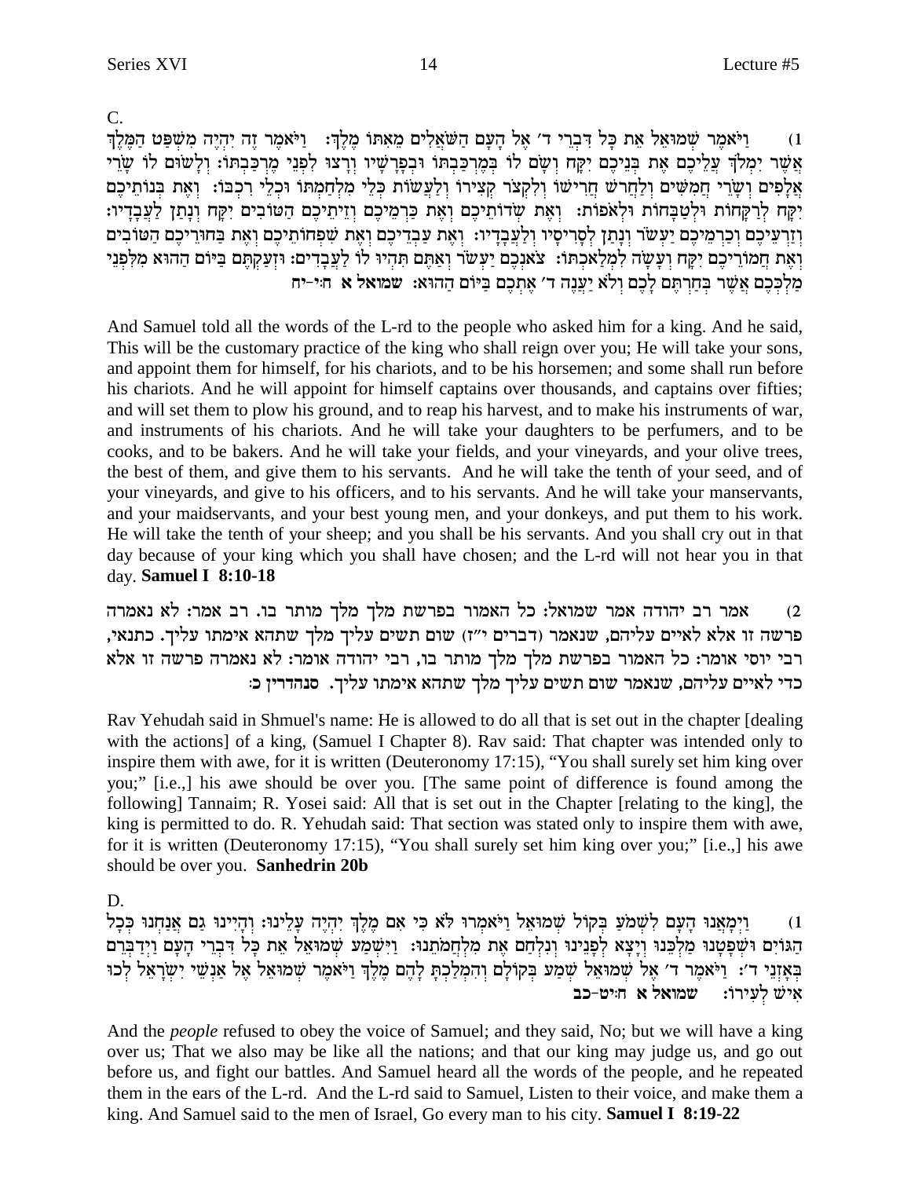C.

(1) וַיֹּאמֶר שְׁמוּאֵל אֵת כָּל דִּבְרֵי ד׳ אֶל הָעָם הַשֹּׁאֲלִים מֵאִתּוֹ מֶלֶךְ: וַיֹּאמֶר זֶה יִהְיֶה מִשְׁפַּט הַמֶּלֶךְ אֲשֶׁר יִמְלֹךְ עֲלֵיכֶם אֶת בְּנֵיכֶם יִקָּח וְשָׂם לוֹ בְּמֶרְכַּבְתּוֹ וּבְפָרָשָׁיו וְרָצוּ לִפְנֵי מֶרְכַּבְתּוֹ: וְלָשׂוּם לוֹ שָׂרֵי אֲלָפִים וְשָׂרֵי חֲמִשִּׁים וְלַחֲרֹשׁ חֲרִישׁוֹ וְלִקְצֹר קְצִירוֹ וְלַעֲשׂוֹת כְּלֵי מִלְחַמְתּוֹ וּכְלֵי רִכְבּוֹ: וְאֶת בְּנוֹתֵיכֶם יִקָּח לְרַקָּחוֹת וּלְטַבָּחוֹת וּלְאֹפוֹת: וְאֶת שְׂדוֹתֵיכֶם וְאֶת כַּרְמֵיכֶם וְזֵיתֵיכֶם הַטּוֹבִים יִקָּח וְנָתַן לַעֲבָדָיו: וְזַרְעֵיכֶם וְכַרְמֵיכֶם יַעְשֹׂר וְנָתַן לְסָרִיסָיו וְלַעֲבָדָיו: וְאֶת עַבְדֵיכֶם וְאֶת שִׁפְחוֹתֵיכֶם וְאֶת בַּחוּרֵיכֶם הַטּוֹבִים וְאֶת חֲמוֹרֵיכֶם יִקָּח וְעָשָׂה לִמְלַאכְתּוֹ: צֹאנְכֶם יַעְשֹׂר וְאַתֶּם תִּהְיוּ לוֹ לַעֲבָדִים: וּזְעַקְתֶּם בַּיּוֹם הַהוּא מִלִּפְנֵי מַלְכְּכֶם אֲשֶׁר בְּחַרְתֶּם לָכֶם וְלֹא יַעֲנֶה ד׳ אֶתְכֶם בַּיּוֹם הַהוּא: **שמואל א ח:י-יח**

And Samuel told all the words of the L-rd to the people who asked him for a king. And he said, This will be the customary practice of the king who shall reign over you; He will take your sons, and appoint them for himself, for his chariots, and to be his horsemen; and some shall run before his chariots. And he will appoint for himself captains over thousands, and captains over fifties; and will set them to plow his ground, and to reap his harvest, and to make his instruments of war, and instruments of his chariots. And he will take your daughters to be perfumers, and to be cooks, and to be bakers. And he will take your fields, and your vineyards, and your olive trees, the best of them, and give them to his servants. And he will take the tenth of your seed, and of your vineyards, and give to his officers, and to his servants. And he will take your manservants, and your maidservants, and your best young men, and your donkeys, and put them to his work. He will take the tenth of your sheep; and you shall be his servants. And you shall cry out in that day because of your king which you shall have chosen; and the L-rd will not hear you in that day. **Samuel I 8:10-18**

(2) אמר רב יהודה אמר שמואל: כל האמור בפרשת מלך מלך מותר בו. רב אמר: לא נאמרה פרשה זו אלא לאיים עליהם, שנאמר (דברים י"ז) שום תשים עליך מלך שתהא אימתו עליך. כתנאי, רבי יוסי אומר: כל האמור בפרשת מלך מלך מותר בו, רבי יהודה אומר: לא נאמרה פרשה זו אלא כדי לאיים עליהם, שנאמר שום תשים עליך מלך שתהא אימתו עליך. **סנהדרין כ:**

Rav Yehudah said in Shmuel's name: He is allowed to do all that is set out in the chapter [dealing with the actions] of a king, (Samuel I Chapter 8). Rav said: That chapter was intended only to inspire them with awe, for it is written (Deuteronomy 17:15), "You shall surely set him king over you;" [i.e.,] his awe should be over you. [The same point of difference is found among the following] Tannaim; R. Yosei said: All that is set out in the Chapter [relating to the king], the king is permitted to do. R. Yehudah said: That section was stated only to inspire them with awe, for it is written (Deuteronomy 17:15), "You shall surely set him king over you;" [i.e.,] his awe should be over you. **Sanhedrin 20b**

D.

(1) וַיְמָאֲנוּ הָעָם לִשְׁמֹעַ בְּקוֹל שְׁמוּאֵל וַיֹּאמְרוּ לֹּא כִּי אִם מֶלֶךְ יִהְיֶה עָלֵינוּ: וְהָיִינוּ גַם אֲנַחְנוּ כְּכָל הַגּוֹיִם וּשְׁפָטָנוּ מַלְכֵּנוּ וְיָצָא לְפָנֵינוּ וְנִלְחַם אֶת מִלְחֲמֹתֵנוּ: וַיִּשְׁמַע שְׁמוּאֵל אֵת כָּל דִּבְרֵי הָעָם וַיְדַבְּרֵם בְּאָזְנֵי ד׳: וַיֹּאמֶר ד׳ אֶל שְׁמוּאֵל שְׁמַע בְּקוֹלָם וְהִמְלַכְתָּ לָהֶם מֶלֶךְ וַיֹּאמֶר שְׁמוּאֵל אֶל אַנְשֵׁי יִשְׂרָאֵל לְכוּ אִישׁ לְעִירוֹ: **שמואל א ח:יט-כב**

And the *people* refused to obey the voice of Samuel; and they said, No; but we will have a king over us; That we also may be like all the nations; and that our king may judge us, and go out before us, and fight our battles. And Samuel heard all the words of the people, and he repeated them in the ears of the L-rd. And the L-rd said to Samuel, Listen to their voice, and make them a king. And Samuel said to the men of Israel, Go every man to his city. **Samuel I 8:19-22**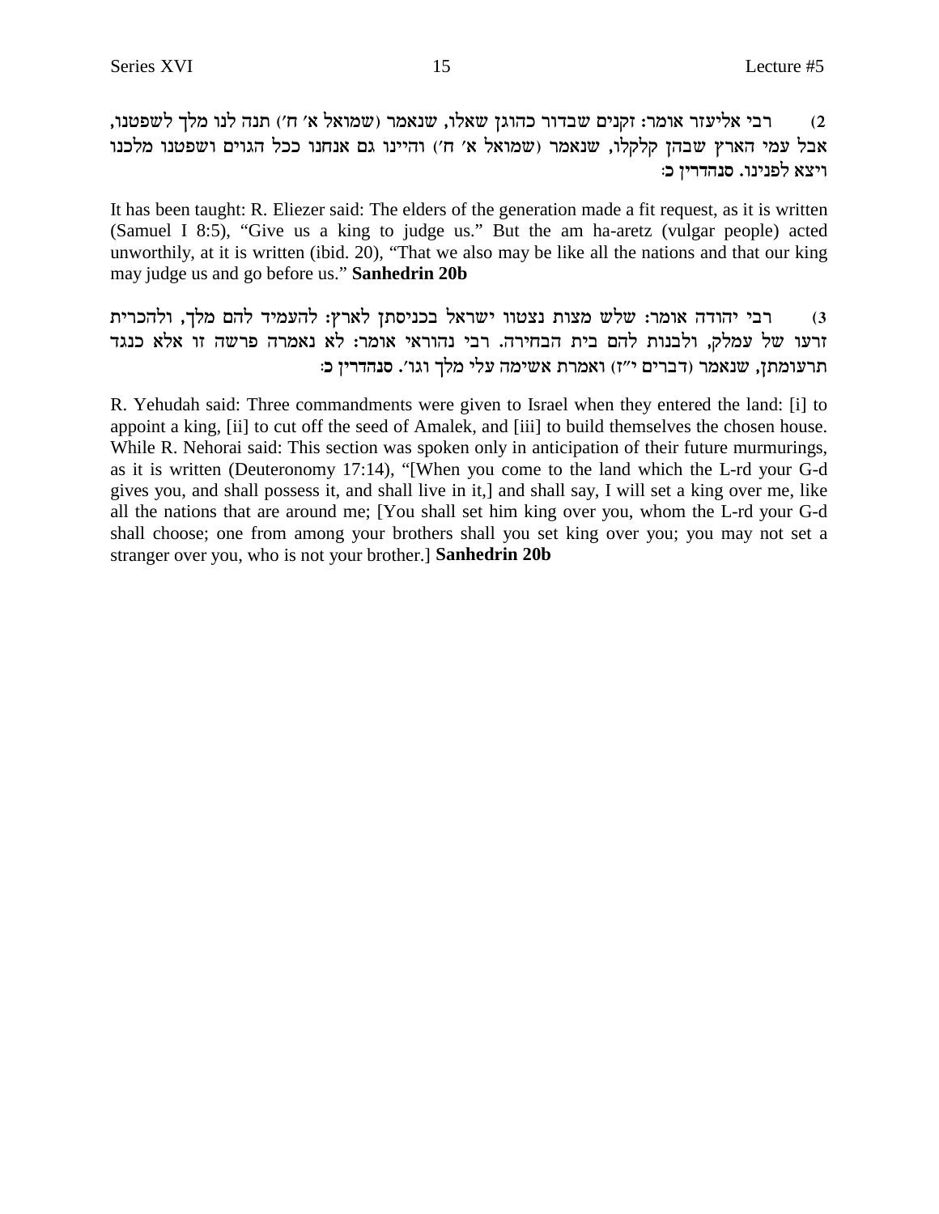2) רבי אליעזר אומר: זקנים שבדור כהוגן שאלו, שנאמר (שמואל א׳ ח׳) תנה לנו מלך לשפטנו, אבל עמי הארץ שבהן קלקלו, שנאמר (שמואל א׳ ח׳) והיינו גם אנחנו ככל הגוים ושפטנו מלכנו ויצא לפנינו. סנהדרין כ:

It has been taught: R. Eliezer said: The elders of the generation made a fit request, as it is written (Samuel I 8:5), "Give us a king to judge us." But the am ha-aretz (vulgar people) acted unworthily, at it is written (ibid. 20), "That we also may be like all the nations and that our king may judge us and go before us." **Sanhedrin 20b**

3) רבי יהודה אומר: שלש מצות נצטוו ישראל בכניסתן לארץ: להעמיד להם מלך, ולהכרית זרעו של עמלק, ולבנות להם בית הבחירה. רבי נהוראי אומר: לא נאמרה פרשה זו אלא כנגד תרעומתן, שנאמר (דברים י״ז) ואמרת אשימה עלי מלך וגו׳. סנהדרין כ:

R. Yehudah said: Three commandments were given to Israel when they entered the land: [i] to appoint a king, [ii] to cut off the seed of Amalek, and [iii] to build themselves the chosen house. While R. Nehorai said: This section was spoken only in anticipation of their future murmurings, as it is written (Deuteronomy 17:14), "[When you come to the land which the L-rd your G-d gives you, and shall possess it, and shall live in it,] and shall say, I will set a king over me, like all the nations that are around me; [You shall set him king over you, whom the L-rd your G-d shall choose; one from among your brothers shall you set king over you; you may not set a stranger over you, who is not your brother.] **Sanhedrin 20b**